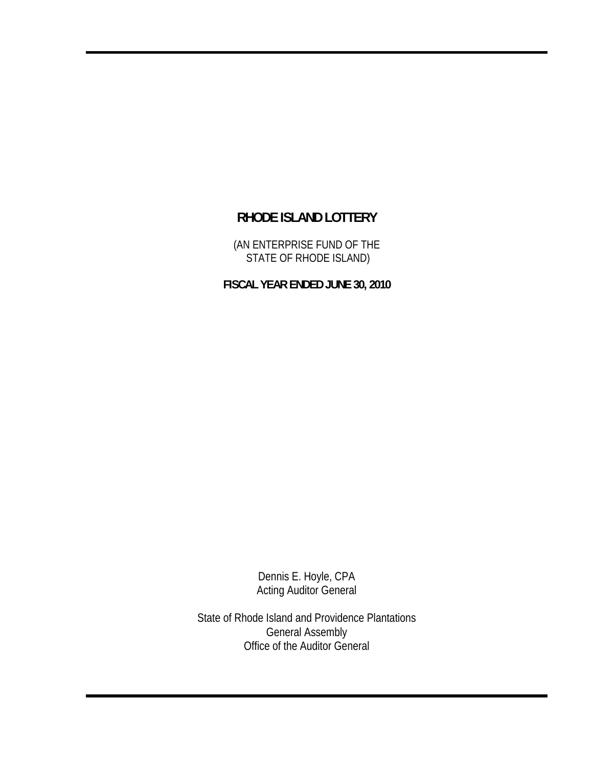# RHODE ISLAND LOTTERY

(AN ENTERPRISE FUND OF THE STATE OF RHODE ISLAND)

**FISCAL YEAR ENDED JUNE 30, 2010**

Dennis E. Hoyle, CPA
Acting Auditor General

State of Rhode Island and Providence Plantations
General Assembly
Office of the Auditor General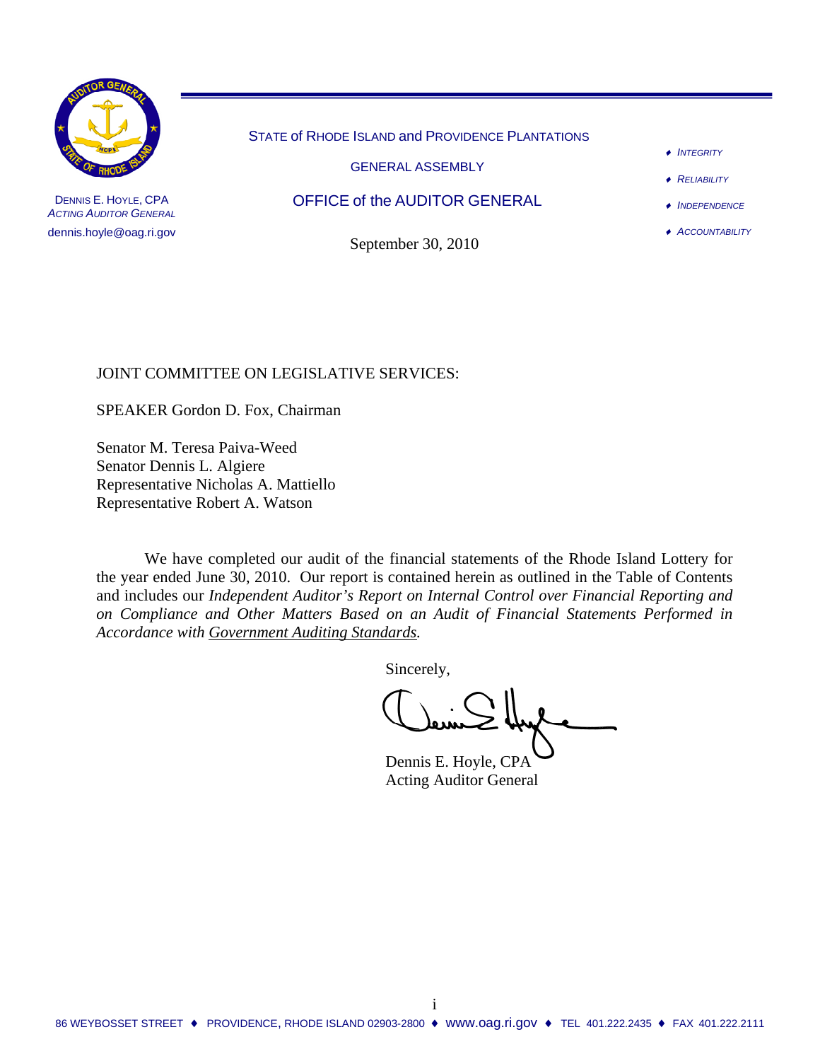DENNIS E. HOYLE, CPA
*ACTING AUDITOR GENERAL*
dennis.hoyle@oag.ri.gov

STATE of RHODE ISLAND and PROVIDENCE PLANTATIONS

GENERAL ASSEMBLY

OFFICE of the AUDITOR GENERAL

- *INTEGRITY*
- *RELIABILITY*
- *INDEPENDENCE*
- *ACCOUNTABILITY*

September 30, 2010

JOINT COMMITTEE ON LEGISLATIVE SERVICES:

SPEAKER Gordon D. Fox, Chairman

Senator M. Teresa Paiva-Weed
Senator Dennis L. Algiere
Representative Nicholas A. Mattiello
Representative Robert A. Watson

We have completed our audit of the financial statements of the Rhode Island Lottery for the year ended June 30, 2010. Our report is contained herein as outlined in the Table of Contents and includes our *Independent Auditor's Report on Internal Control over Financial Reporting and on Compliance and Other Matters Based on an Audit of Financial Statements Performed in Accordance with Government Auditing Standards.*

Sincerely,

Dennis E. Hoyle, CPA
Acting Auditor General

86 WEYBOSSET STREET ♦ PROVIDENCE, RHODE ISLAND 02903-2800 ♦ www.oag.ri.gov ♦ TEL 401.222.2435 ♦ FAX 401.222.2111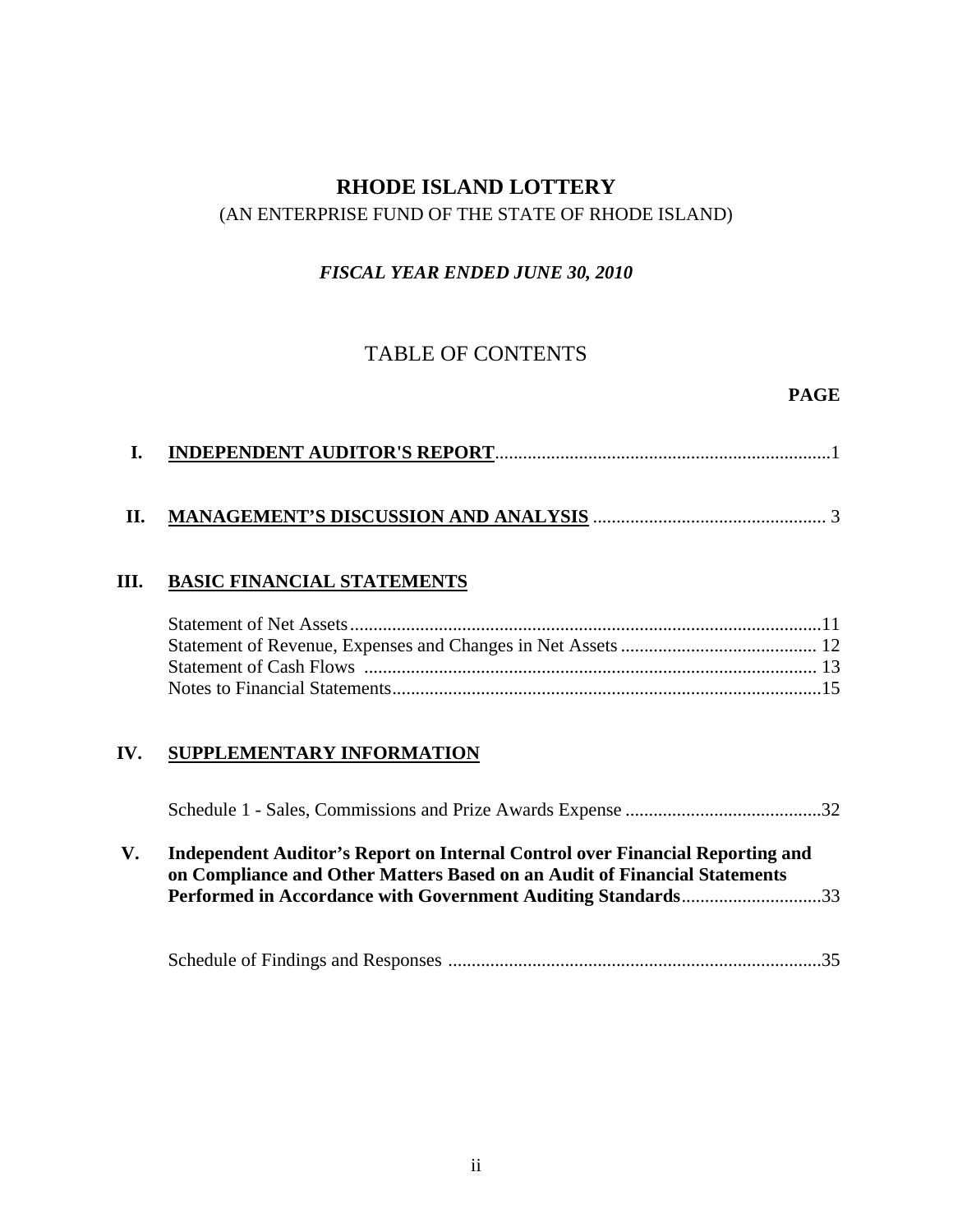# RHODE ISLAND LOTTERY

(AN ENTERPRISE FUND OF THE STATE OF RHODE ISLAND)

***FISCAL YEAR ENDED JUNE 30, 2010***

## TABLE OF CONTENTS

| | | **PAGE** |
|---|---|---|
| **I.** | **INDEPENDENT AUDITOR'S REPORT** | 1 |
| **II.** | **MANAGEMENT'S DISCUSSION AND ANALYSIS** | 3 |
| **III.** | **BASIC FINANCIAL STATEMENTS** | |
| | Statement of Net Assets | 11 |
| | Statement of Revenue, Expenses and Changes in Net Assets | 12 |
| | Statement of Cash Flows | 13 |
| | Notes to Financial Statements | 15 |
| **IV.** | **SUPPLEMENTARY INFORMATION** | |
| | Schedule 1 - Sales, Commissions and Prize Awards Expense | 32 |
| **V.** | **Independent Auditor's Report on Internal Control over Financial Reporting and on Compliance and Other Matters Based on an Audit of Financial Statements Performed in Accordance with Government Auditing Standards** | 33 |
| | Schedule of Findings and Responses | 35 |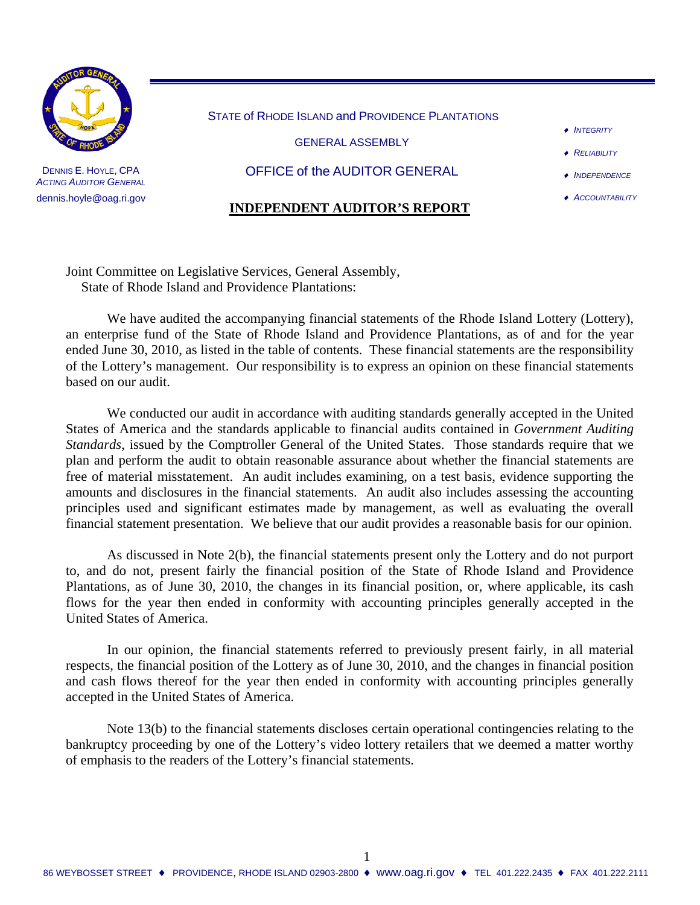STATE of RHODE ISLAND and PROVIDENCE PLANTATIONS

GENERAL ASSEMBLY

OFFICE of the AUDITOR GENERAL

DENNIS E. HOYLE, CPA
*ACTING AUDITOR GENERAL*
dennis.hoyle@oag.ri.gov

- *INTEGRITY*
- *RELIABILITY*
- *INDEPENDENCE*
- *ACCOUNTABILITY*

## INDEPENDENT AUDITOR'S REPORT

Joint Committee on Legislative Services, General Assembly,
State of Rhode Island and Providence Plantations:

We have audited the accompanying financial statements of the Rhode Island Lottery (Lottery), an enterprise fund of the State of Rhode Island and Providence Plantations, as of and for the year ended June 30, 2010, as listed in the table of contents. These financial statements are the responsibility of the Lottery's management. Our responsibility is to express an opinion on these financial statements based on our audit.

We conducted our audit in accordance with auditing standards generally accepted in the United States of America and the standards applicable to financial audits contained in *Government Auditing Standards*, issued by the Comptroller General of the United States. Those standards require that we plan and perform the audit to obtain reasonable assurance about whether the financial statements are free of material misstatement. An audit includes examining, on a test basis, evidence supporting the amounts and disclosures in the financial statements. An audit also includes assessing the accounting principles used and significant estimates made by management, as well as evaluating the overall financial statement presentation. We believe that our audit provides a reasonable basis for our opinion.

As discussed in Note 2(b), the financial statements present only the Lottery and do not purport to, and do not, present fairly the financial position of the State of Rhode Island and Providence Plantations, as of June 30, 2010, the changes in its financial position, or, where applicable, its cash flows for the year then ended in conformity with accounting principles generally accepted in the United States of America.

In our opinion, the financial statements referred to previously present fairly, in all material respects, the financial position of the Lottery as of June 30, 2010, and the changes in financial position and cash flows thereof for the year then ended in conformity with accounting principles generally accepted in the United States of America.

Note 13(b) to the financial statements discloses certain operational contingencies relating to the bankruptcy proceeding by one of the Lottery's video lottery retailers that we deemed a matter worthy of emphasis to the readers of the Lottery's financial statements.

86 WEYBOSSET STREET ♦ PROVIDENCE, RHODE ISLAND 02903-2800 ♦ www.oag.ri.gov ♦ TEL 401.222.2435 ♦ FAX 401.222.2111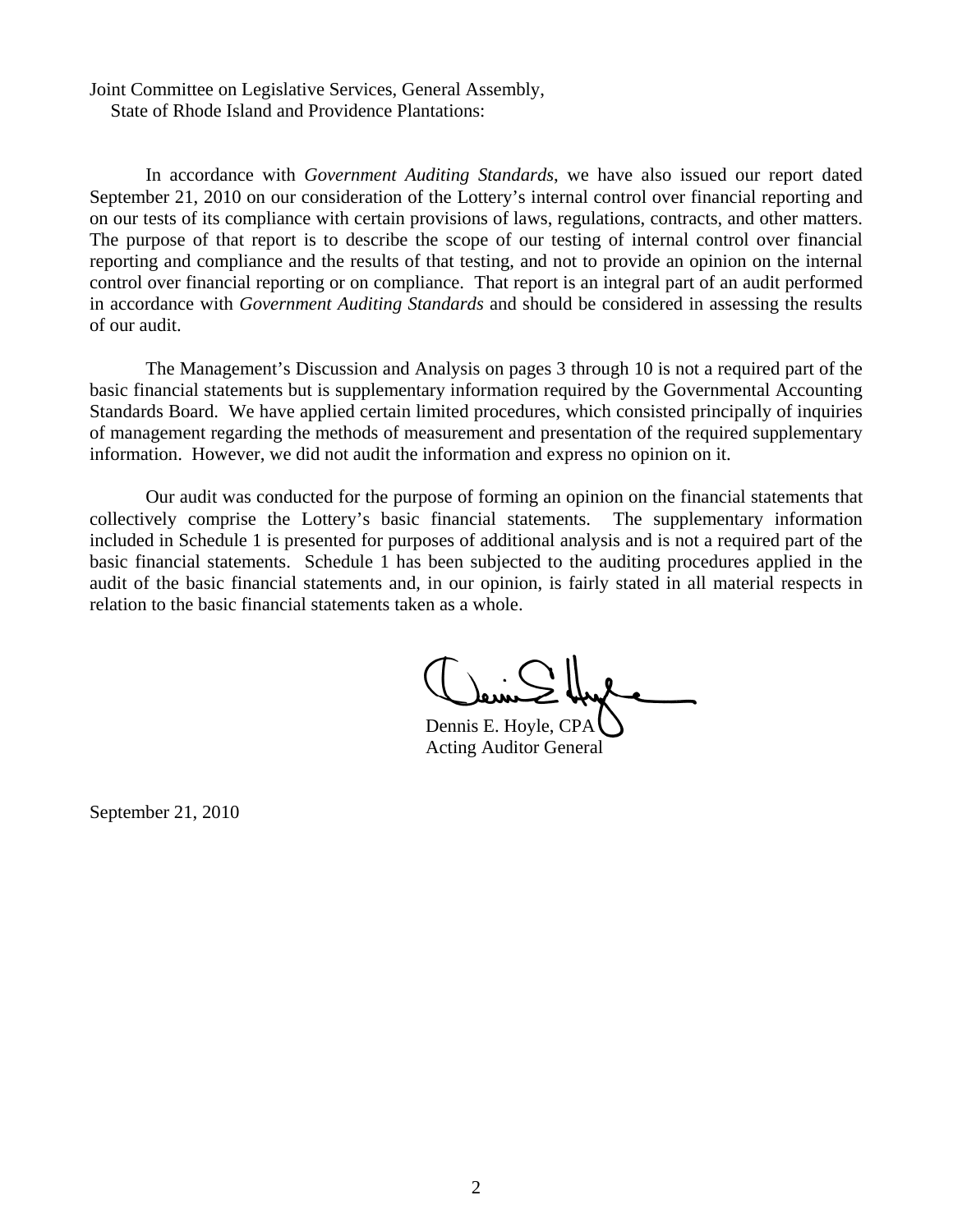Joint Committee on Legislative Services, General Assembly,
State of Rhode Island and Providence Plantations:

In accordance with *Government Auditing Standards*, we have also issued our report dated September 21, 2010 on our consideration of the Lottery's internal control over financial reporting and on our tests of its compliance with certain provisions of laws, regulations, contracts, and other matters. The purpose of that report is to describe the scope of our testing of internal control over financial reporting and compliance and the results of that testing, and not to provide an opinion on the internal control over financial reporting or on compliance. That report is an integral part of an audit performed in accordance with *Government Auditing Standards* and should be considered in assessing the results of our audit.

The Management's Discussion and Analysis on pages 3 through 10 is not a required part of the basic financial statements but is supplementary information required by the Governmental Accounting Standards Board. We have applied certain limited procedures, which consisted principally of inquiries of management regarding the methods of measurement and presentation of the required supplementary information. However, we did not audit the information and express no opinion on it.

Our audit was conducted for the purpose of forming an opinion on the financial statements that collectively comprise the Lottery's basic financial statements. The supplementary information included in Schedule 1 is presented for purposes of additional analysis and is not a required part of the basic financial statements. Schedule 1 has been subjected to the auditing procedures applied in the audit of the basic financial statements and, in our opinion, is fairly stated in all material respects in relation to the basic financial statements taken as a whole.

Dennis E. Hoyle, CPA
Acting Auditor General

September 21, 2010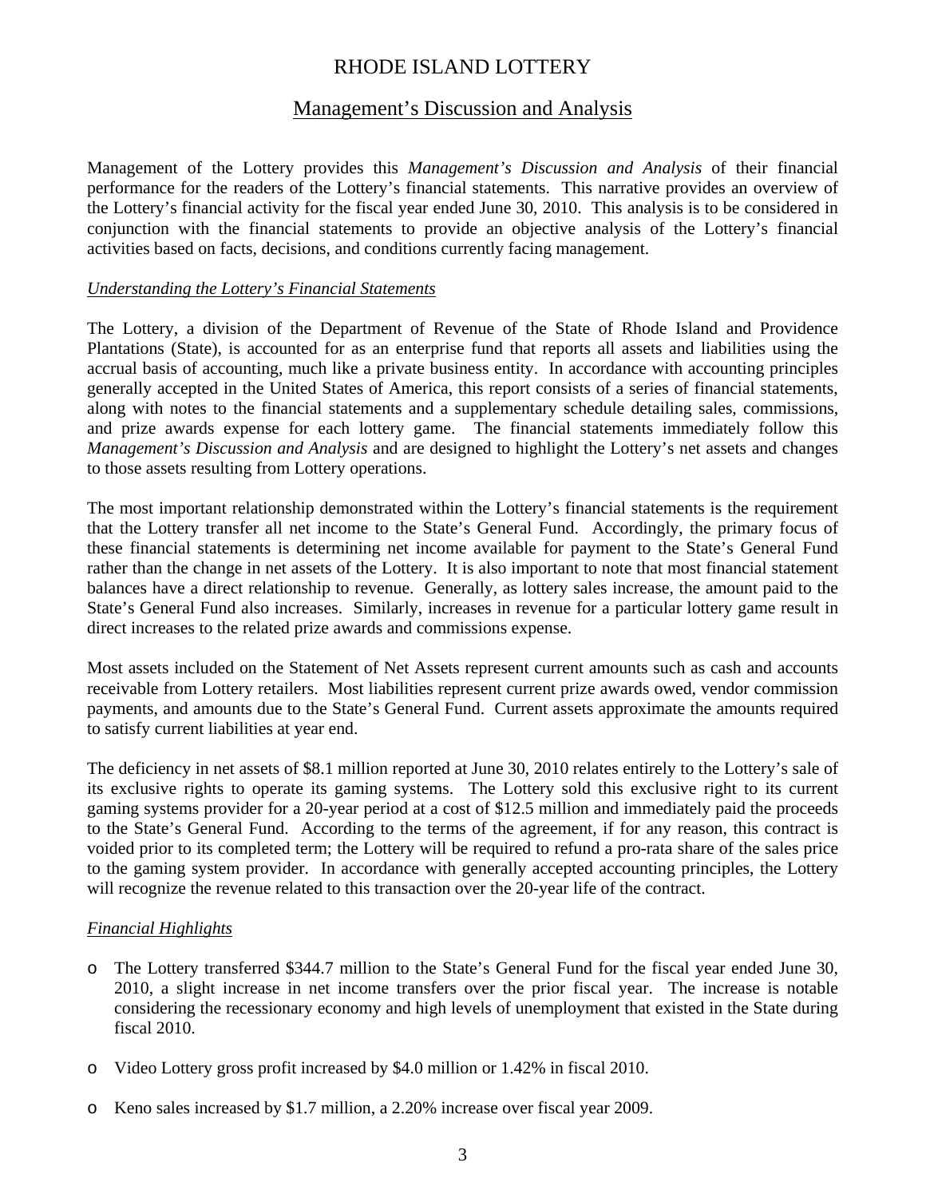# RHODE ISLAND LOTTERY

## Management's Discussion and Analysis

Management of the Lottery provides this *Management's Discussion and Analysis* of their financial performance for the readers of the Lottery's financial statements. This narrative provides an overview of the Lottery's financial activity for the fiscal year ended June 30, 2010. This analysis is to be considered in conjunction with the financial statements to provide an objective analysis of the Lottery's financial activities based on facts, decisions, and conditions currently facing management.

### *Understanding the Lottery's Financial Statements*

The Lottery, a division of the Department of Revenue of the State of Rhode Island and Providence Plantations (State), is accounted for as an enterprise fund that reports all assets and liabilities using the accrual basis of accounting, much like a private business entity. In accordance with accounting principles generally accepted in the United States of America, this report consists of a series of financial statements, along with notes to the financial statements and a supplementary schedule detailing sales, commissions, and prize awards expense for each lottery game. The financial statements immediately follow this *Management's Discussion and Analysis* and are designed to highlight the Lottery's net assets and changes to those assets resulting from Lottery operations.

The most important relationship demonstrated within the Lottery's financial statements is the requirement that the Lottery transfer all net income to the State's General Fund. Accordingly, the primary focus of these financial statements is determining net income available for payment to the State's General Fund rather than the change in net assets of the Lottery. It is also important to note that most financial statement balances have a direct relationship to revenue. Generally, as lottery sales increase, the amount paid to the State's General Fund also increases. Similarly, increases in revenue for a particular lottery game result in direct increases to the related prize awards and commissions expense.

Most assets included on the Statement of Net Assets represent current amounts such as cash and accounts receivable from Lottery retailers. Most liabilities represent current prize awards owed, vendor commission payments, and amounts due to the State's General Fund. Current assets approximate the amounts required to satisfy current liabilities at year end.

The deficiency in net assets of \$8.1 million reported at June 30, 2010 relates entirely to the Lottery's sale of its exclusive rights to operate its gaming systems. The Lottery sold this exclusive right to its current gaming systems provider for a 20-year period at a cost of \$12.5 million and immediately paid the proceeds to the State's General Fund. According to the terms of the agreement, if for any reason, this contract is voided prior to its completed term; the Lottery will be required to refund a pro-rata share of the sales price to the gaming system provider. In accordance with generally accepted accounting principles, the Lottery will recognize the revenue related to this transaction over the 20-year life of the contract.

### *Financial Highlights*

- The Lottery transferred \$344.7 million to the State's General Fund for the fiscal year ended June 30, 2010, a slight increase in net income transfers over the prior fiscal year. The increase is notable considering the recessionary economy and high levels of unemployment that existed in the State during fiscal 2010.
- Video Lottery gross profit increased by \$4.0 million or 1.42% in fiscal 2010.
- Keno sales increased by \$1.7 million, a 2.20% increase over fiscal year 2009.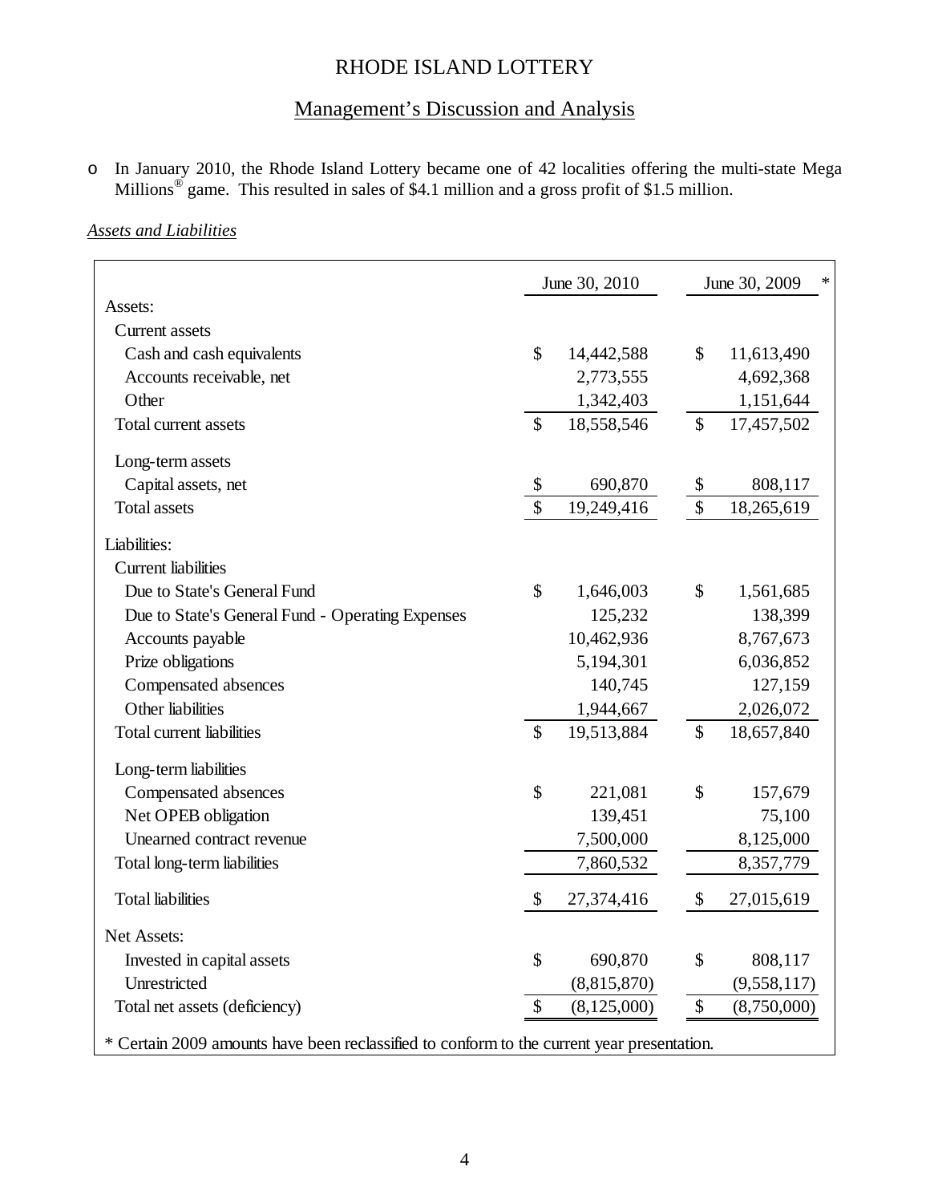# RHODE ISLAND LOTTERY

## Management's Discussion and Analysis

- In January 2010, the Rhode Island Lottery became one of 42 localities offering the multi-state Mega Millions® game. This resulted in sales of $4.1 million and a gross profit of $1.5 million.

*Assets and Liabilities*

| | June 30, 2010 | June 30, 2009 * |
|---|---|---|
| Assets: | | |
| Current assets | | |
| Cash and cash equivalents | $ 14,442,588 | $ 11,613,490 |
| Accounts receivable, net | 2,773,555 | 4,692,368 |
| Other | 1,342,403 | 1,151,644 |
| Total current assets | $ 18,558,546 | $ 17,457,502 |
| Long-term assets | | |
| Capital assets, net | $ 690,870 | $ 808,117 |
| Total assets | $ 19,249,416 | $ 18,265,619 |
| Liabilities: | | |
| Current liabilities | | |
| Due to State's General Fund | $ 1,646,003 | $ 1,561,685 |
| Due to State's General Fund - Operating Expenses | 125,232 | 138,399 |
| Accounts payable | 10,462,936 | 8,767,673 |
| Prize obligations | 5,194,301 | 6,036,852 |
| Compensated absences | 140,745 | 127,159 |
| Other liabilities | 1,944,667 | 2,026,072 |
| Total current liabilities | $ 19,513,884 | $ 18,657,840 |
| Long-term liabilities | | |
| Compensated absences | $ 221,081 | $ 157,679 |
| Net OPEB obligation | 139,451 | 75,100 |
| Unearned contract revenue | 7,500,000 | 8,125,000 |
| Total long-term liabilities | 7,860,532 | 8,357,779 |
| Total liabilities | $ 27,374,416 | $ 27,015,619 |
| Net Assets: | | |
| Invested in capital assets | $ 690,870 | $ 808,117 |
| Unrestricted | (8,815,870) | (9,558,117) |
| Total net assets (deficiency) | $ (8,125,000) | $ (8,750,000) |

\* Certain 2009 amounts have been reclassified to conform to the current year presentation.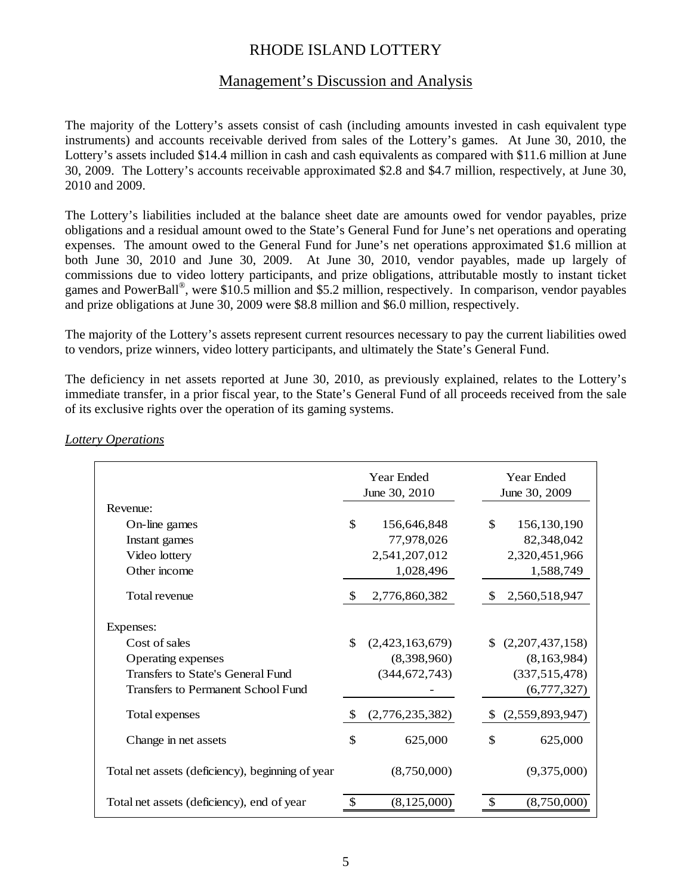# RHODE ISLAND LOTTERY

## Management's Discussion and Analysis

The majority of the Lottery's assets consist of cash (including amounts invested in cash equivalent type instruments) and accounts receivable derived from sales of the Lottery's games. At June 30, 2010, the Lottery's assets included \$14.4 million in cash and cash equivalents as compared with \$11.6 million at June 30, 2009. The Lottery's accounts receivable approximated \$2.8 and \$4.7 million, respectively, at June 30, 2010 and 2009.

The Lottery's liabilities included at the balance sheet date are amounts owed for vendor payables, prize obligations and a residual amount owed to the State's General Fund for June's net operations and operating expenses. The amount owed to the General Fund for June's net operations approximated \$1.6 million at both June 30, 2010 and June 30, 2009. At June 30, 2010, vendor payables, made up largely of commissions due to video lottery participants, and prize obligations, attributable mostly to instant ticket games and PowerBall®, were \$10.5 million and \$5.2 million, respectively. In comparison, vendor payables and prize obligations at June 30, 2009 were \$8.8 million and \$6.0 million, respectively.

The majority of the Lottery's assets represent current resources necessary to pay the current liabilities owed to vendors, prize winners, video lottery participants, and ultimately the State's General Fund.

The deficiency in net assets reported at June 30, 2010, as previously explained, relates to the Lottery's immediate transfer, in a prior fiscal year, to the State's General Fund of all proceeds received from the sale of its exclusive rights over the operation of its gaming systems.

*Lottery Operations*

| | Year Ended June 30, 2010 | Year Ended June 30, 2009 |
|---|---|---|
| Revenue: | | |
| On-line games | \$ 156,646,848 | \$ 156,130,190 |
| Instant games | 77,978,026 | 82,348,042 |
| Video lottery | 2,541,207,012 | 2,320,451,966 |
| Other income | 1,028,496 | 1,588,749 |
| Total revenue | \$ 2,776,860,382 | \$ 2,560,518,947 |
| Expenses: | | |
| Cost of sales | \$ (2,423,163,679) | \$ (2,207,437,158) |
| Operating expenses | (8,398,960) | (8,163,984) |
| Transfers to State's General Fund | (344,672,743) | (337,515,478) |
| Transfers to Permanent School Fund | - | (6,777,327) |
| Total expenses | \$ (2,776,235,382) | \$ (2,559,893,947) |
| Change in net assets | \$ 625,000 | \$ 625,000 |
| Total net assets (deficiency), beginning of year | (8,750,000) | (9,375,000) |
| Total net assets (deficiency), end of year | \$ (8,125,000) | \$ (8,750,000) |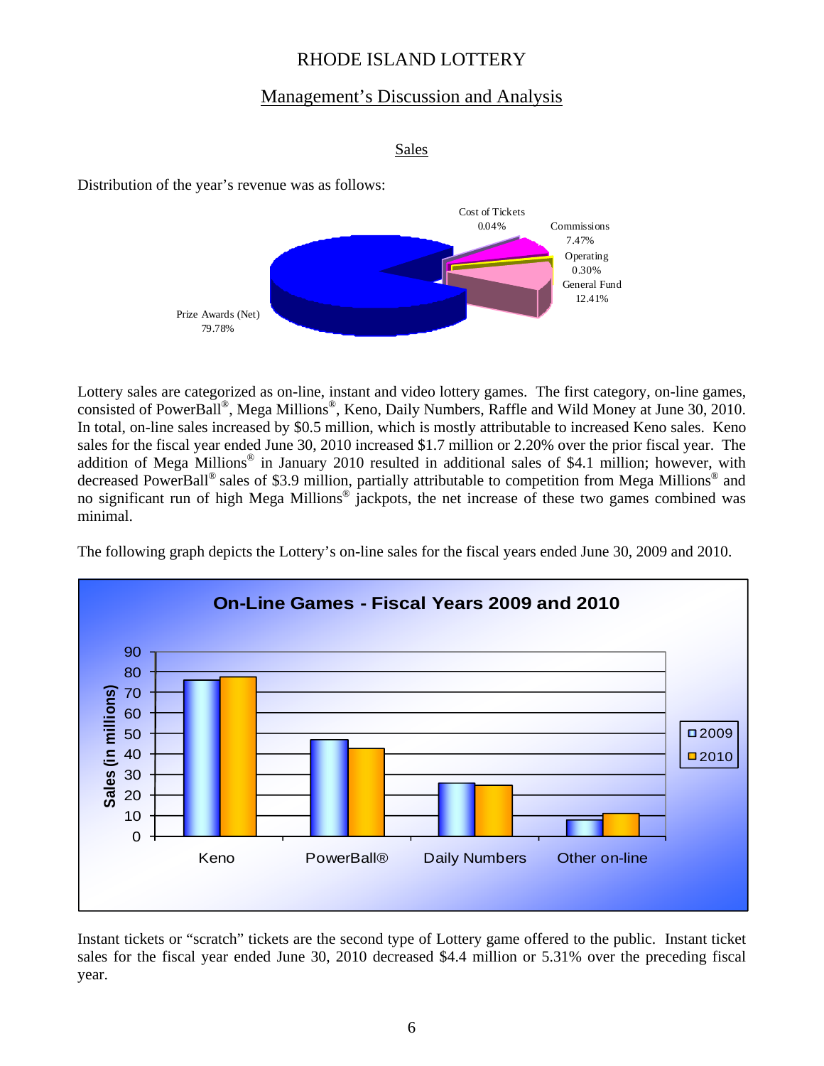# RHODE ISLAND LOTTERY

## Management's Discussion and Analysis

### Sales

Distribution of the year's revenue was as follows:

Prize Awards (Net) 79.78%
Cost of Tickets 0.04%
Commissions 7.47%
Operating 0.30%
General Fund 12.41%

Lottery sales are categorized as on-line, instant and video lottery games. The first category, on-line games, consisted of PowerBall®, Mega Millions®, Keno, Daily Numbers, Raffle and Wild Money at June 30, 2010. In total, on-line sales increased by $0.5 million, which is mostly attributable to increased Keno sales. Keno sales for the fiscal year ended June 30, 2010 increased $1.7 million or 2.20% over the prior fiscal year. The addition of Mega Millions® in January 2010 resulted in additional sales of $4.1 million; however, with decreased PowerBall® sales of $3.9 million, partially attributable to competition from Mega Millions® and no significant run of high Mega Millions® jackpots, the net increase of these two games combined was minimal.

The following graph depicts the Lottery's on-line sales for the fiscal years ended June 30, 2009 and 2010.

**On-Line Games - Fiscal Years 2009 and 2010**

Sales (in millions)

Keno | PowerBall® | Daily Numbers | Other on-line

2009 | 2010

Instant tickets or "scratch" tickets are the second type of Lottery game offered to the public. Instant ticket sales for the fiscal year ended June 30, 2010 decreased $4.4 million or 5.31% over the preceding fiscal year.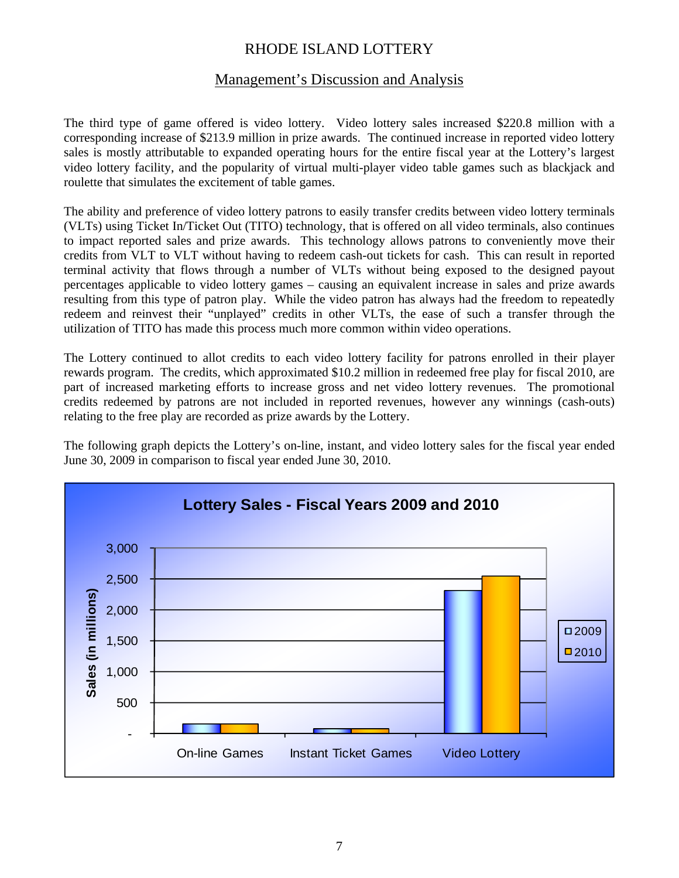RHODE ISLAND LOTTERY

## Management's Discussion and Analysis

The third type of game offered is video lottery. Video lottery sales increased $220.8 million with a corresponding increase of $213.9 million in prize awards. The continued increase in reported video lottery sales is mostly attributable to expanded operating hours for the entire fiscal year at the Lottery's largest video lottery facility, and the popularity of virtual multi-player video table games such as blackjack and roulette that simulates the excitement of table games.

The ability and preference of video lottery patrons to easily transfer credits between video lottery terminals (VLTs) using Ticket In/Ticket Out (TITO) technology, that is offered on all video terminals, also continues to impact reported sales and prize awards. This technology allows patrons to conveniently move their credits from VLT to VLT without having to redeem cash-out tickets for cash. This can result in reported terminal activity that flows through a number of VLTs without being exposed to the designed payout percentages applicable to video lottery games – causing an equivalent increase in sales and prize awards resulting from this type of patron play. While the video patron has always had the freedom to repeatedly redeem and reinvest their "unplayed" credits in other VLTs, the ease of such a transfer through the utilization of TITO has made this process much more common within video operations.

The Lottery continued to allot credits to each video lottery facility for patrons enrolled in their player rewards program. The credits, which approximated $10.2 million in redeemed free play for fiscal 2010, are part of increased marketing efforts to increase gross and net video lottery revenues. The promotional credits redeemed by patrons are not included in reported revenues, however any winnings (cash-outs) relating to the free play are recorded as prize awards by the Lottery.

The following graph depicts the Lottery's on-line, instant, and video lottery sales for the fiscal year ended June 30, 2009 in comparison to fiscal year ended June 30, 2010.

**Lottery Sales - Fiscal Years 2009 and 2010**

Sales (in millions): On-line Games, Instant Ticket Games, Video Lottery — 2009 and 2010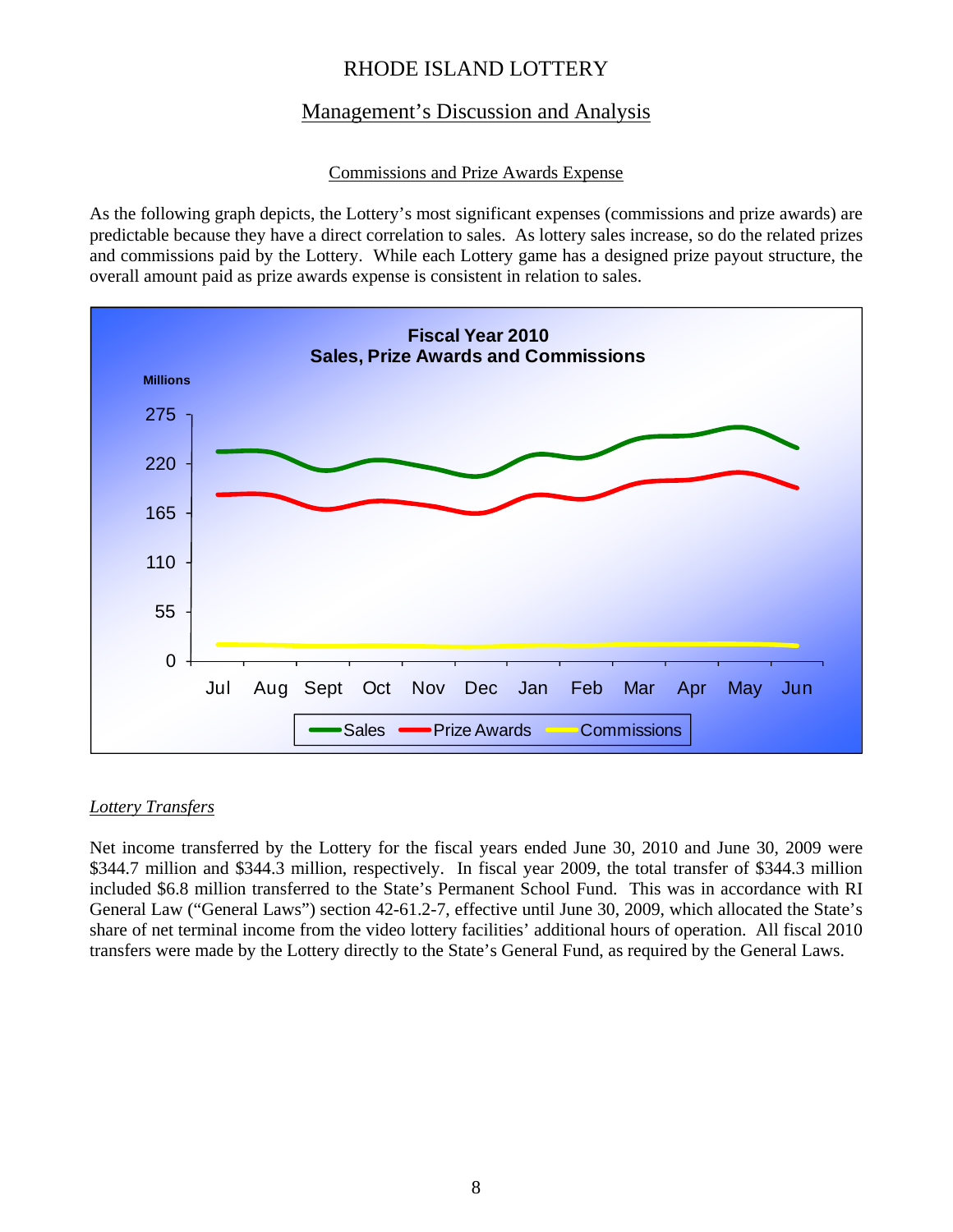# RHODE ISLAND LOTTERY

## Management's Discussion and Analysis

### Commissions and Prize Awards Expense

As the following graph depicts, the Lottery's most significant expenses (commissions and prize awards) are predictable because they have a direct correlation to sales. As lottery sales increase, so do the related prizes and commissions paid by the Lottery. While each Lottery game has a designed prize payout structure, the overall amount paid as prize awards expense is consistent in relation to sales.

**Fiscal Year 2010**
**Sales, Prize Awards and Commissions**

### *Lottery Transfers*

Net income transferred by the Lottery for the fiscal years ended June 30, 2010 and June 30, 2009 were $344.7 million and $344.3 million, respectively. In fiscal year 2009, the total transfer of $344.3 million included $6.8 million transferred to the State's Permanent School Fund. This was in accordance with RI General Law ("General Laws") section 42-61.2-7, effective until June 30, 2009, which allocated the State's share of net terminal income from the video lottery facilities' additional hours of operation. All fiscal 2010 transfers were made by the Lottery directly to the State's General Fund, as required by the General Laws.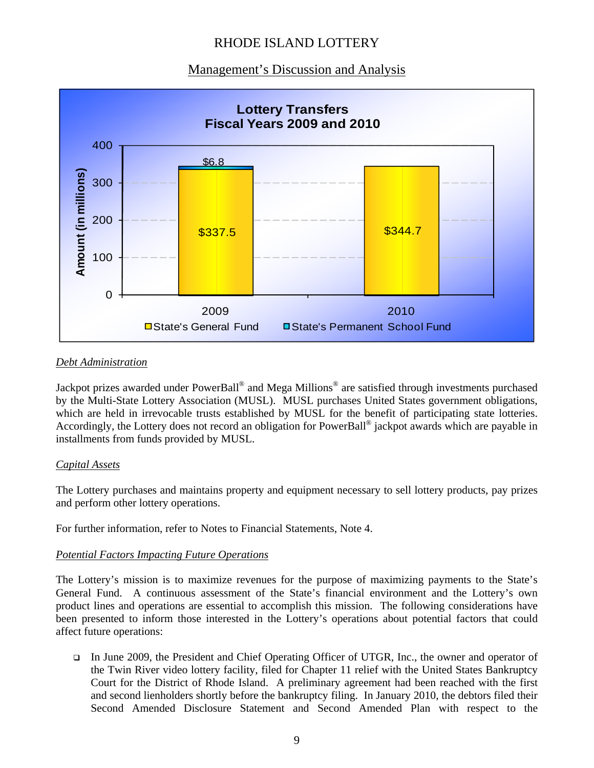## Management's Discussion and Analysis

**Lottery Transfers**
**Fiscal Years 2009 and 2010**

| Fiscal Year | State's General Fund (in millions) | State's Permanent School Fund (in millions) |
|---|---|---|
| 2009 | $337.5 | $6.8 |
| 2010 | $344.7 | |

### *Debt Administration*

Jackpot prizes awarded under PowerBall® and Mega Millions® are satisfied through investments purchased by the Multi-State Lottery Association (MUSL). MUSL purchases United States government obligations, which are held in irrevocable trusts established by MUSL for the benefit of participating state lotteries. Accordingly, the Lottery does not record an obligation for PowerBall® jackpot awards which are payable in installments from funds provided by MUSL.

### *Capital Assets*

The Lottery purchases and maintains property and equipment necessary to sell lottery products, pay prizes and perform other lottery operations.

For further information, refer to Notes to Financial Statements, Note 4.

### *Potential Factors Impacting Future Operations*

The Lottery's mission is to maximize revenues for the purpose of maximizing payments to the State's General Fund. A continuous assessment of the State's financial environment and the Lottery's own product lines and operations are essential to accomplish this mission. The following considerations have been presented to inform those interested in the Lottery's operations about potential factors that could affect future operations:

- In June 2009, the President and Chief Operating Officer of UTGR, Inc., the owner and operator of the Twin River video lottery facility, filed for Chapter 11 relief with the United States Bankruptcy Court for the District of Rhode Island. A preliminary agreement had been reached with the first and second lienholders shortly before the bankruptcy filing. In January 2010, the debtors filed their Second Amended Disclosure Statement and Second Amended Plan with respect to the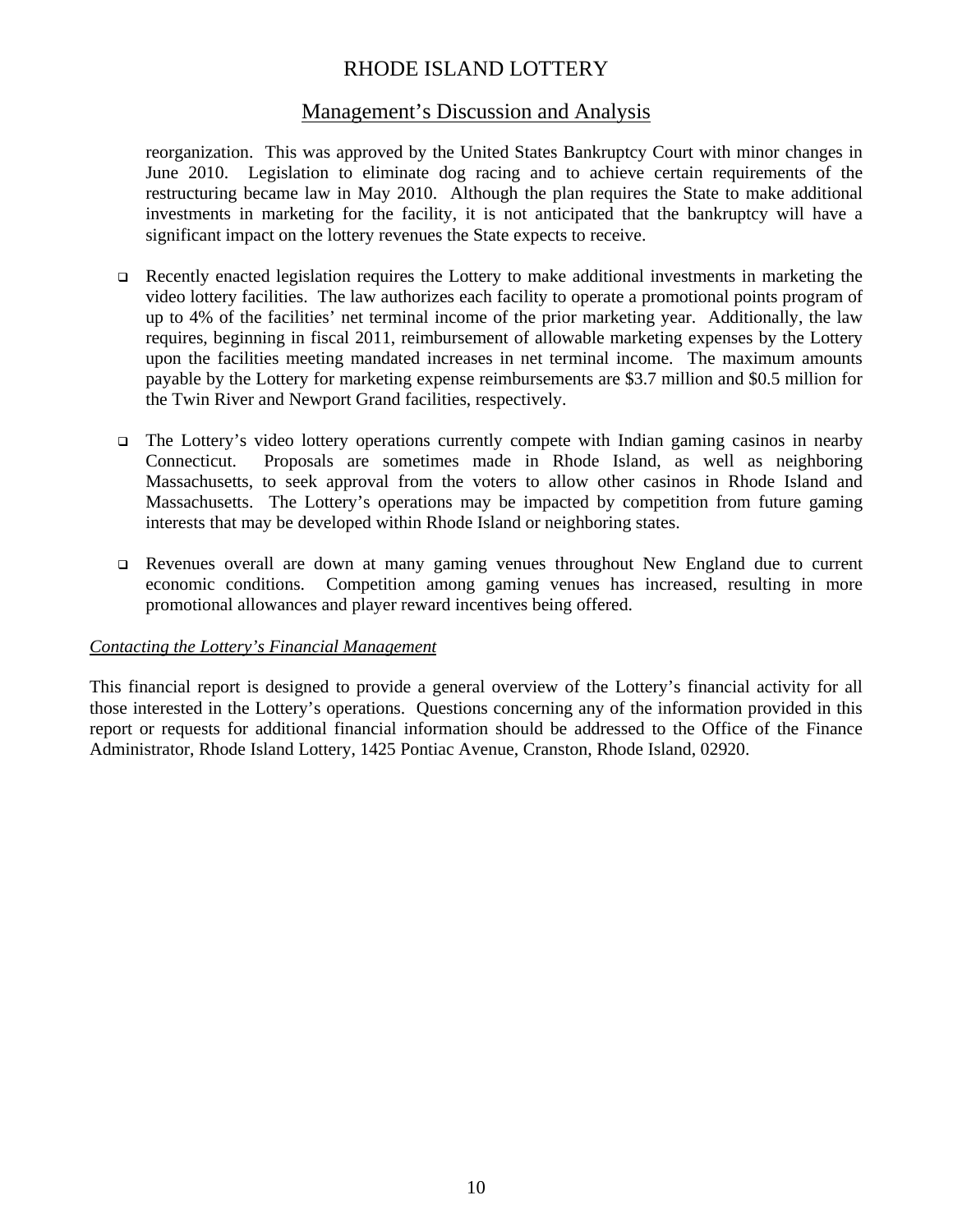reorganization. This was approved by the United States Bankruptcy Court with minor changes in June 2010. Legislation to eliminate dog racing and to achieve certain requirements of the restructuring became law in May 2010. Although the plan requires the State to make additional investments in marketing for the facility, it is not anticipated that the bankruptcy will have a significant impact on the lottery revenues the State expects to receive.

- Recently enacted legislation requires the Lottery to make additional investments in marketing the video lottery facilities. The law authorizes each facility to operate a promotional points program of up to 4% of the facilities' net terminal income of the prior marketing year. Additionally, the law requires, beginning in fiscal 2011, reimbursement of allowable marketing expenses by the Lottery upon the facilities meeting mandated increases in net terminal income. The maximum amounts payable by the Lottery for marketing expense reimbursements are $3.7 million and $0.5 million for the Twin River and Newport Grand facilities, respectively.

- The Lottery's video lottery operations currently compete with Indian gaming casinos in nearby Connecticut. Proposals are sometimes made in Rhode Island, as well as neighboring Massachusetts, to seek approval from the voters to allow other casinos in Rhode Island and Massachusetts. The Lottery's operations may be impacted by competition from future gaming interests that may be developed within Rhode Island or neighboring states.

- Revenues overall are down at many gaming venues throughout New England due to current economic conditions. Competition among gaming venues has increased, resulting in more promotional allowances and player reward incentives being offered.

*Contacting the Lottery's Financial Management*

This financial report is designed to provide a general overview of the Lottery's financial activity for all those interested in the Lottery's operations. Questions concerning any of the information provided in this report or requests for additional financial information should be addressed to the Office of the Finance Administrator, Rhode Island Lottery, 1425 Pontiac Avenue, Cranston, Rhode Island, 02920.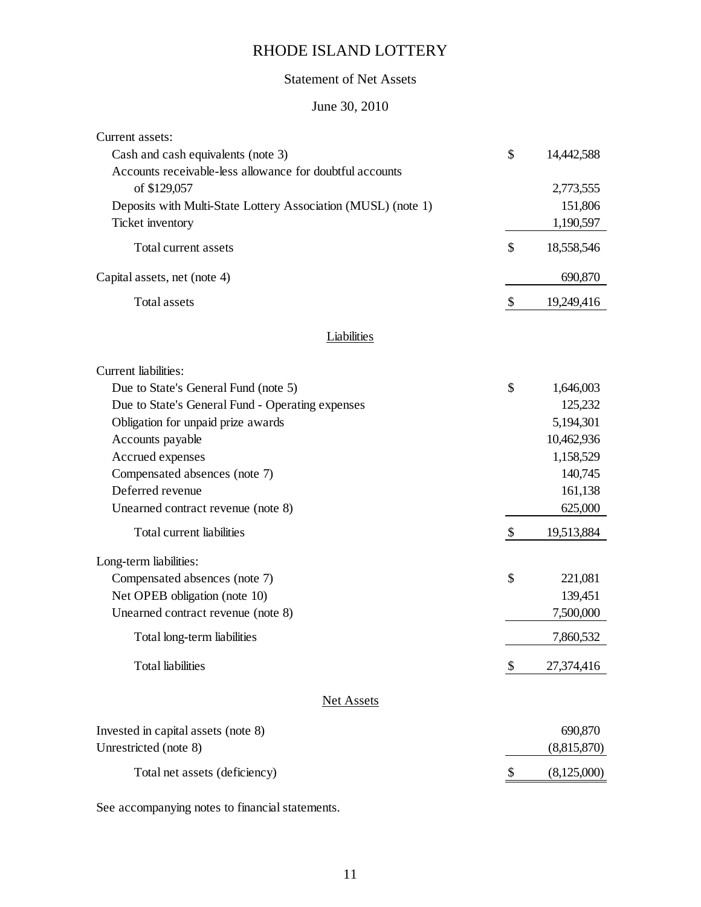# RHODE ISLAND LOTTERY

## Statement of Net Assets

### June 30, 2010

| | | |
|---|---|---|
| Current assets: | | |
| Cash and cash equivalents (note 3) | $ | 14,442,588 |
| Accounts receivable-less allowance for doubtful accounts of $129,057 | | 2,773,555 |
| Deposits with Multi-State Lottery Association (MUSL) (note 1) | | 151,806 |
| Ticket inventory | | 1,190,597 |
| Total current assets | $ | 18,558,546 |
| Capital assets, net (note 4) | | 690,870 |
| Total assets | $ | 19,249,416 |

**Liabilities**

| | | |
|---|---|---|
| Current liabilities: | | |
| Due to State's General Fund (note 5) | $ | 1,646,003 |
| Due to State's General Fund - Operating expenses | | 125,232 |
| Obligation for unpaid prize awards | | 5,194,301 |
| Accounts payable | | 10,462,936 |
| Accrued expenses | | 1,158,529 |
| Compensated absences (note 7) | | 140,745 |
| Deferred revenue | | 161,138 |
| Unearned contract revenue (note 8) | | 625,000 |
| Total current liabilities | $ | 19,513,884 |
| Long-term liabilities: | | |
| Compensated absences (note 7) | $ | 221,081 |
| Net OPEB obligation (note 10) | | 139,451 |
| Unearned contract revenue (note 8) | | 7,500,000 |
| Total long-term liabilities | | 7,860,532 |
| Total liabilities | $ | 27,374,416 |

**Net Assets**

| | | |
|---|---|---|
| Invested in capital assets (note 8) | | 690,870 |
| Unrestricted (note 8) | | (8,815,870) |
| Total net assets (deficiency) | $ | (8,125,000) |

See accompanying notes to financial statements.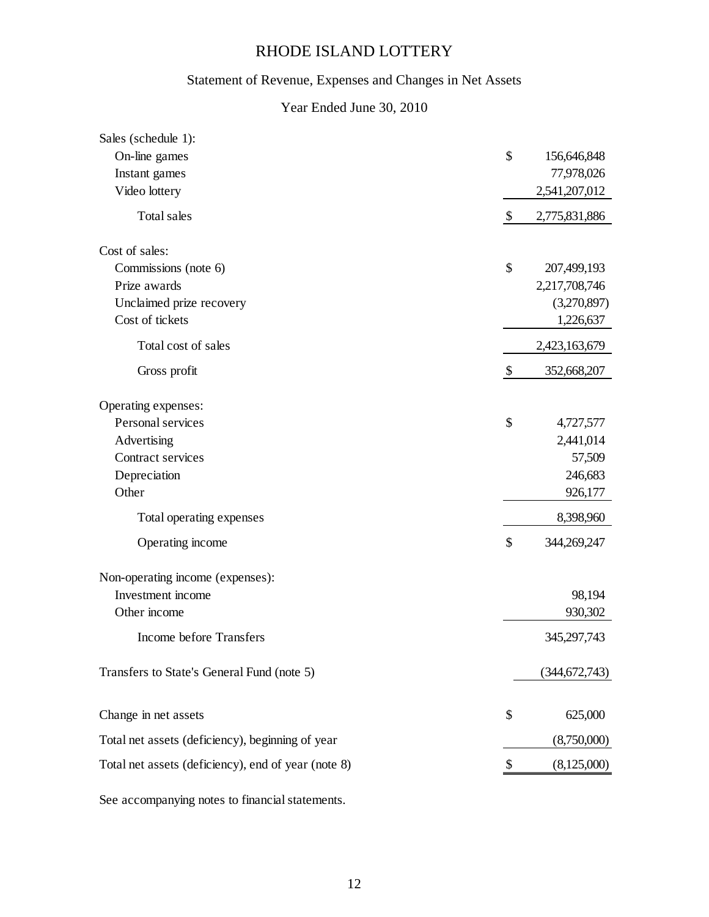# RHODE ISLAND LOTTERY

## Statement of Revenue, Expenses and Changes in Net Assets

### Year Ended June 30, 2010

| | | |
|---|---|---|
| Sales (schedule 1): | | |
| On-line games | $ | 156,646,848 |
| Instant games | | 77,978,026 |
| Video lottery | | 2,541,207,012 |
| Total sales | $ | 2,775,831,886 |
| Cost of sales: | | |
| Commissions (note 6) | $ | 207,499,193 |
| Prize awards | | 2,217,708,746 |
| Unclaimed prize recovery | | (3,270,897) |
| Cost of tickets | | 1,226,637 |
| Total cost of sales | | 2,423,163,679 |
| Gross profit | $ | 352,668,207 |
| Operating expenses: | | |
| Personal services | $ | 4,727,577 |
| Advertising | | 2,441,014 |
| Contract services | | 57,509 |
| Depreciation | | 246,683 |
| Other | | 926,177 |
| Total operating expenses | | 8,398,960 |
| Operating income | $ | 344,269,247 |
| Non-operating income (expenses): | | |
| Investment income | | 98,194 |
| Other income | | 930,302 |
| Income before Transfers | | 345,297,743 |
| Transfers to State's General Fund (note 5) | | (344,672,743) |
| Change in net assets | $ | 625,000 |
| Total net assets (deficiency), beginning of year | | (8,750,000) |
| Total net assets (deficiency), end of year (note 8) | $ | (8,125,000) |

See accompanying notes to financial statements.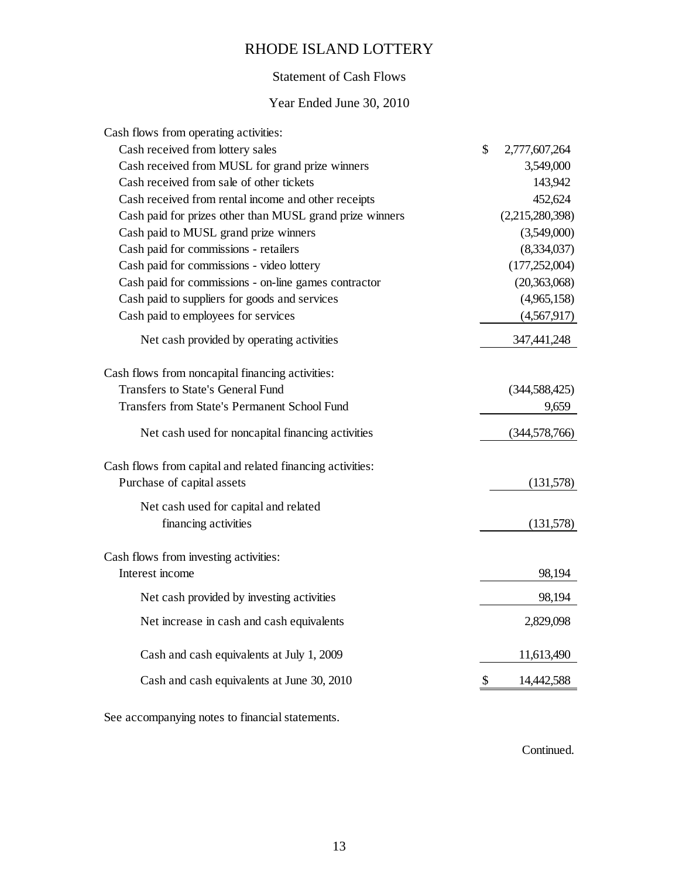# RHODE ISLAND LOTTERY

## Statement of Cash Flows

### Year Ended June 30, 2010

| | |
|---|---|
| Cash flows from operating activities: | |
| Cash received from lottery sales | $ 2,777,607,264 |
| Cash received from MUSL for grand prize winners | 3,549,000 |
| Cash received from sale of other tickets | 143,942 |
| Cash received from rental income and other receipts | 452,624 |
| Cash paid for prizes other than MUSL grand prize winners | (2,215,280,398) |
| Cash paid to MUSL grand prize winners | (3,549,000) |
| Cash paid for commissions - retailers | (8,334,037) |
| Cash paid for commissions - video lottery | (177,252,004) |
| Cash paid for commissions - on-line games contractor | (20,363,068) |
| Cash paid to suppliers for goods and services | (4,965,158) |
| Cash paid to employees for services | (4,567,917) |
| Net cash provided by operating activities | 347,441,248 |
| Cash flows from noncapital financing activities: | |
| Transfers to State's General Fund | (344,588,425) |
| Transfers from State's Permanent School Fund | 9,659 |
| Net cash used for noncapital financing activities | (344,578,766) |
| Cash flows from capital and related financing activities: | |
| Purchase of capital assets | (131,578) |
| Net cash used for capital and related financing activities | (131,578) |
| Cash flows from investing activities: | |
| Interest income | 98,194 |
| Net cash provided by investing activities | 98,194 |
| Net increase in cash and cash equivalents | 2,829,098 |
| Cash and cash equivalents at July 1, 2009 | 11,613,490 |
| Cash and cash equivalents at June 30, 2010 | $ 14,442,588 |

See accompanying notes to financial statements.

Continued.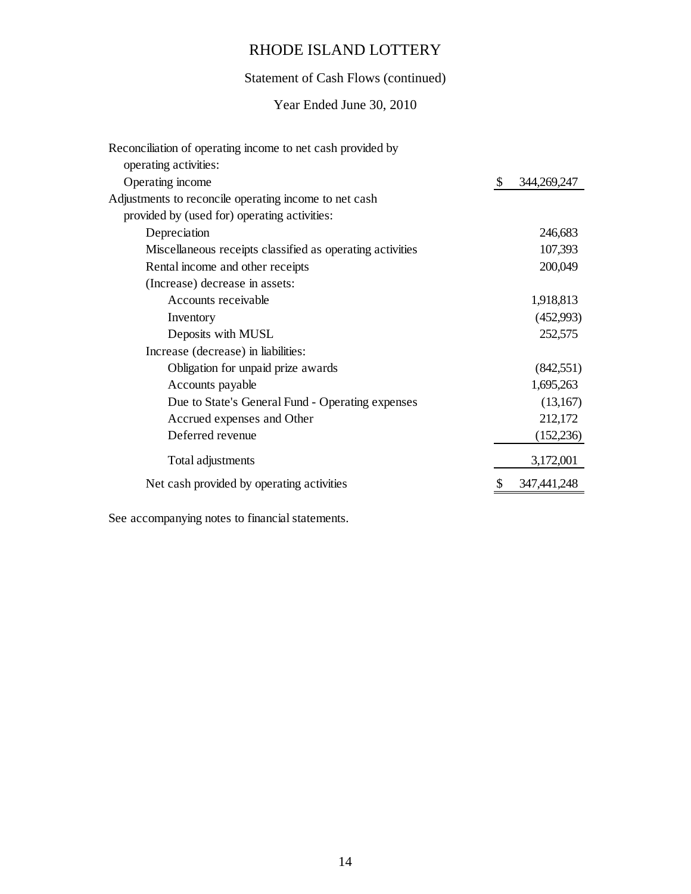# RHODE ISLAND LOTTERY

## Statement of Cash Flows (continued)

### Year Ended June 30, 2010

| | |
|---|---|
| Reconciliation of operating income to net cash provided by operating activities: | |
| Operating income | $ 344,269,247 |
| Adjustments to reconcile operating income to net cash provided by (used for) operating activities: | |
| Depreciation | 246,683 |
| Miscellaneous receipts classified as operating activities | 107,393 |
| Rental income and other receipts | 200,049 |
| (Increase) decrease in assets: | |
| Accounts receivable | 1,918,813 |
| Inventory | (452,993) |
| Deposits with MUSL | 252,575 |
| Increase (decrease) in liabilities: | |
| Obligation for unpaid prize awards | (842,551) |
| Accounts payable | 1,695,263 |
| Due to State's General Fund - Operating expenses | (13,167) |
| Accrued expenses and Other | 212,172 |
| Deferred revenue | (152,236) |
| Total adjustments | 3,172,001 |
| Net cash provided by operating activities | $ 347,441,248 |

See accompanying notes to financial statements.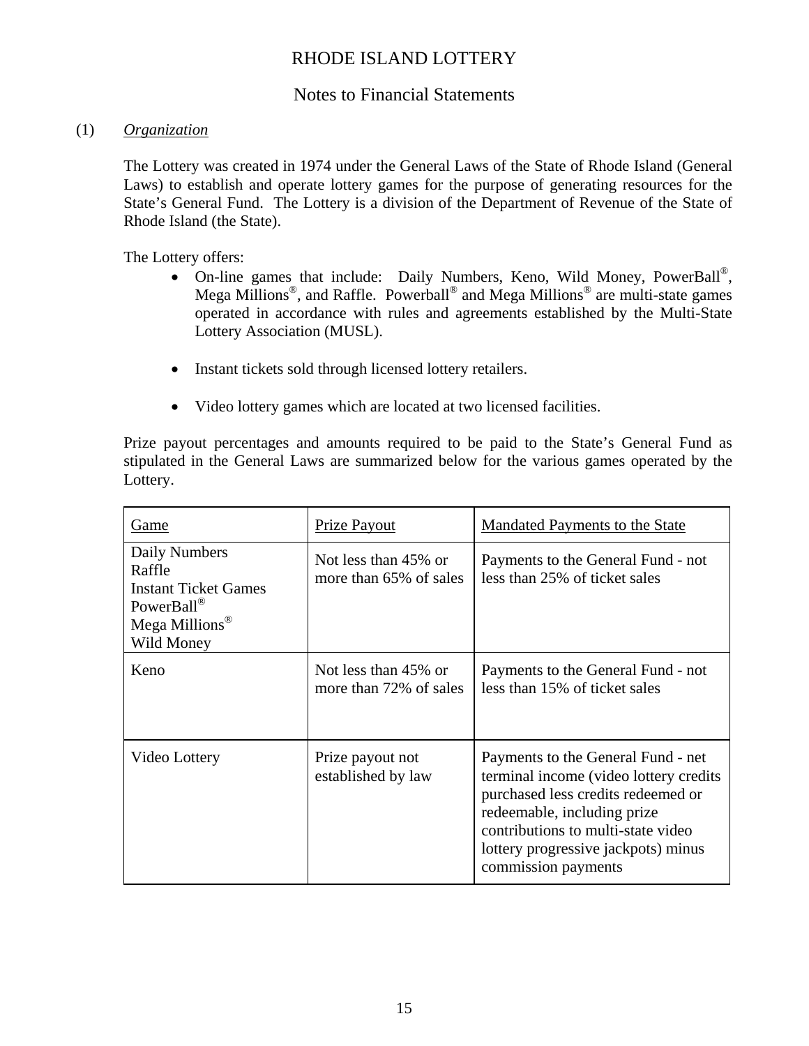# RHODE ISLAND LOTTERY

## Notes to Financial Statements

(1) *Organization*

The Lottery was created in 1974 under the General Laws of the State of Rhode Island (General Laws) to establish and operate lottery games for the purpose of generating resources for the State's General Fund. The Lottery is a division of the Department of Revenue of the State of Rhode Island (the State).

The Lottery offers:

- On-line games that include: Daily Numbers, Keno, Wild Money, PowerBall®, Mega Millions®, and Raffle. Powerball® and Mega Millions® are multi-state games operated in accordance with rules and agreements established by the Multi-State Lottery Association (MUSL).
- Instant tickets sold through licensed lottery retailers.
- Video lottery games which are located at two licensed facilities.

Prize payout percentages and amounts required to be paid to the State's General Fund as stipulated in the General Laws are summarized below for the various games operated by the Lottery.

| Game | Prize Payout | Mandated Payments to the State |
|---|---|---|
| Daily Numbers<br>Raffle<br>Instant Ticket Games<br>PowerBall®<br>Mega Millions®<br>Wild Money | Not less than 45% or more than 65% of sales | Payments to the General Fund - not less than 25% of ticket sales |
| Keno | Not less than 45% or more than 72% of sales | Payments to the General Fund - not less than 15% of ticket sales |
| Video Lottery | Prize payout not established by law | Payments to the General Fund - net terminal income (video lottery credits purchased less credits redeemed or redeemable, including prize contributions to multi-state video lottery progressive jackpots) minus commission payments |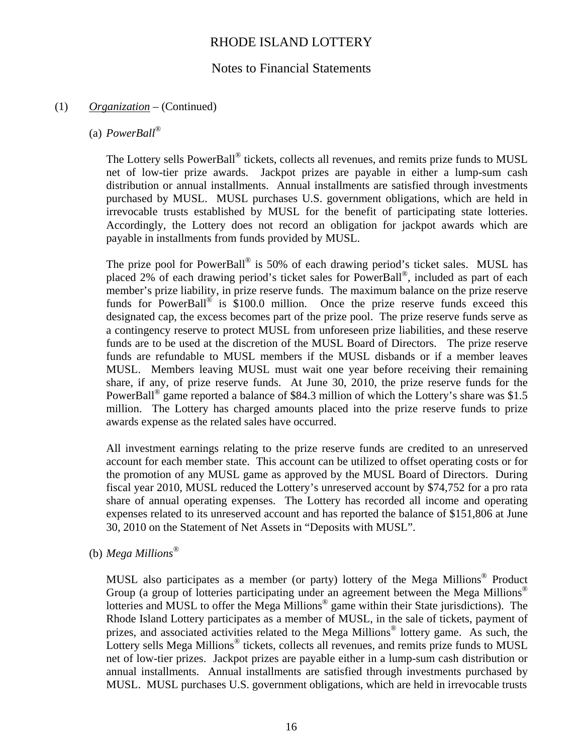## (1) *Organization* – (Continued)

### (a) *PowerBall®*

The Lottery sells PowerBall® tickets, collects all revenues, and remits prize funds to MUSL net of low-tier prize awards. Jackpot prizes are payable in either a lump-sum cash distribution or annual installments. Annual installments are satisfied through investments purchased by MUSL. MUSL purchases U.S. government obligations, which are held in irrevocable trusts established by MUSL for the benefit of participating state lotteries. Accordingly, the Lottery does not record an obligation for jackpot awards which are payable in installments from funds provided by MUSL.

The prize pool for PowerBall® is 50% of each drawing period's ticket sales. MUSL has placed 2% of each drawing period's ticket sales for PowerBall®, included as part of each member's prize liability, in prize reserve funds. The maximum balance on the prize reserve funds for PowerBall® is $100.0 million. Once the prize reserve funds exceed this designated cap, the excess becomes part of the prize pool. The prize reserve funds serve as a contingency reserve to protect MUSL from unforeseen prize liabilities, and these reserve funds are to be used at the discretion of the MUSL Board of Directors. The prize reserve funds are refundable to MUSL members if the MUSL disbands or if a member leaves MUSL. Members leaving MUSL must wait one year before receiving their remaining share, if any, of prize reserve funds. At June 30, 2010, the prize reserve funds for the PowerBall® game reported a balance of $84.3 million of which the Lottery's share was $1.5 million. The Lottery has charged amounts placed into the prize reserve funds to prize awards expense as the related sales have occurred.

All investment earnings relating to the prize reserve funds are credited to an unreserved account for each member state. This account can be utilized to offset operating costs or for the promotion of any MUSL game as approved by the MUSL Board of Directors. During fiscal year 2010, MUSL reduced the Lottery's unreserved account by $74,752 for a pro rata share of annual operating expenses. The Lottery has recorded all income and operating expenses related to its unreserved account and has reported the balance of $151,806 at June 30, 2010 on the Statement of Net Assets in "Deposits with MUSL".

### (b) *Mega Millions®*

MUSL also participates as a member (or party) lottery of the Mega Millions® Product Group (a group of lotteries participating under an agreement between the Mega Millions® lotteries and MUSL to offer the Mega Millions® game within their State jurisdictions). The Rhode Island Lottery participates as a member of MUSL, in the sale of tickets, payment of prizes, and associated activities related to the Mega Millions® lottery game. As such, the Lottery sells Mega Millions® tickets, collects all revenues, and remits prize funds to MUSL net of low-tier prizes. Jackpot prizes are payable either in a lump-sum cash distribution or annual installments. Annual installments are satisfied through investments purchased by MUSL. MUSL purchases U.S. government obligations, which are held in irrevocable trusts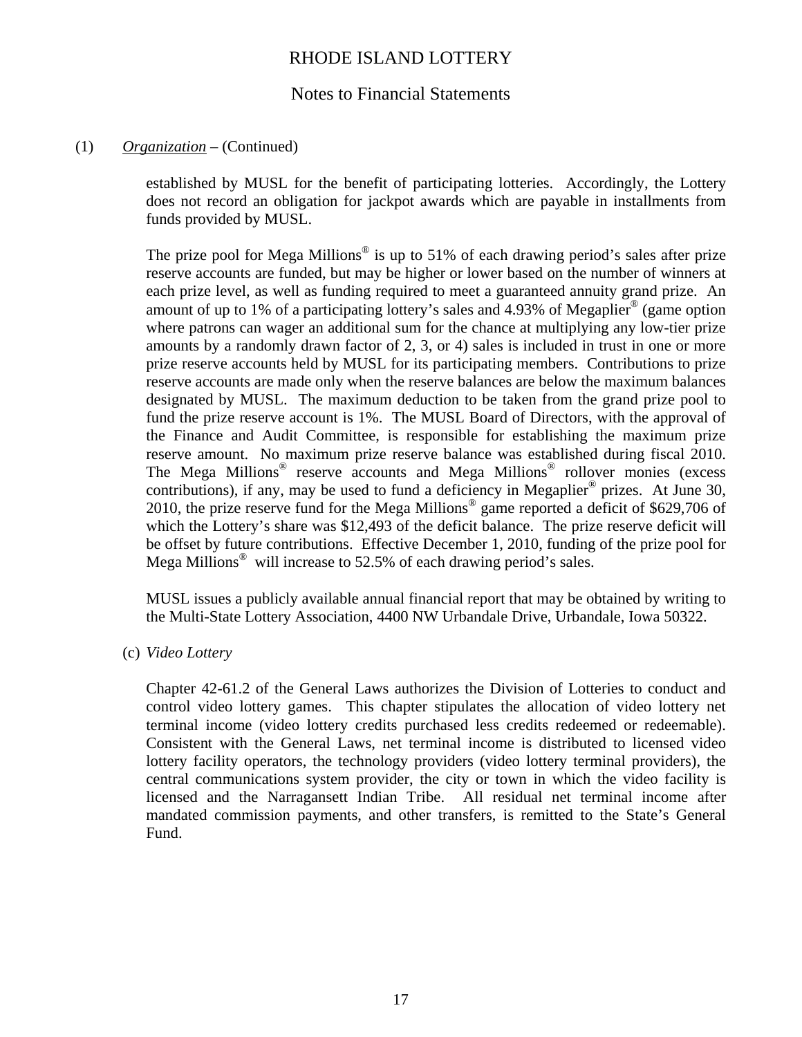(1) *Organization* – (Continued)

established by MUSL for the benefit of participating lotteries. Accordingly, the Lottery does not record an obligation for jackpot awards which are payable in installments from funds provided by MUSL.

The prize pool for Mega Millions® is up to 51% of each drawing period's sales after prize reserve accounts are funded, but may be higher or lower based on the number of winners at each prize level, as well as funding required to meet a guaranteed annuity grand prize. An amount of up to 1% of a participating lottery's sales and 4.93% of Megaplier® (game option where patrons can wager an additional sum for the chance at multiplying any low-tier prize amounts by a randomly drawn factor of 2, 3, or 4) sales is included in trust in one or more prize reserve accounts held by MUSL for its participating members. Contributions to prize reserve accounts are made only when the reserve balances are below the maximum balances designated by MUSL. The maximum deduction to be taken from the grand prize pool to fund the prize reserve account is 1%. The MUSL Board of Directors, with the approval of the Finance and Audit Committee, is responsible for establishing the maximum prize reserve amount. No maximum prize reserve balance was established during fiscal 2010. The Mega Millions® reserve accounts and Mega Millions® rollover monies (excess contributions), if any, may be used to fund a deficiency in Megaplier® prizes. At June 30, 2010, the prize reserve fund for the Mega Millions® game reported a deficit of $629,706 of which the Lottery's share was $12,493 of the deficit balance. The prize reserve deficit will be offset by future contributions. Effective December 1, 2010, funding of the prize pool for Mega Millions® will increase to 52.5% of each drawing period's sales.

MUSL issues a publicly available annual financial report that may be obtained by writing to the Multi-State Lottery Association, 4400 NW Urbandale Drive, Urbandale, Iowa 50322.

(c) *Video Lottery*

Chapter 42-61.2 of the General Laws authorizes the Division of Lotteries to conduct and control video lottery games. This chapter stipulates the allocation of video lottery net terminal income (video lottery credits purchased less credits redeemed or redeemable). Consistent with the General Laws, net terminal income is distributed to licensed video lottery facility operators, the technology providers (video lottery terminal providers), the central communications system provider, the city or town in which the video facility is licensed and the Narragansett Indian Tribe. All residual net terminal income after mandated commission payments, and other transfers, is remitted to the State's General Fund.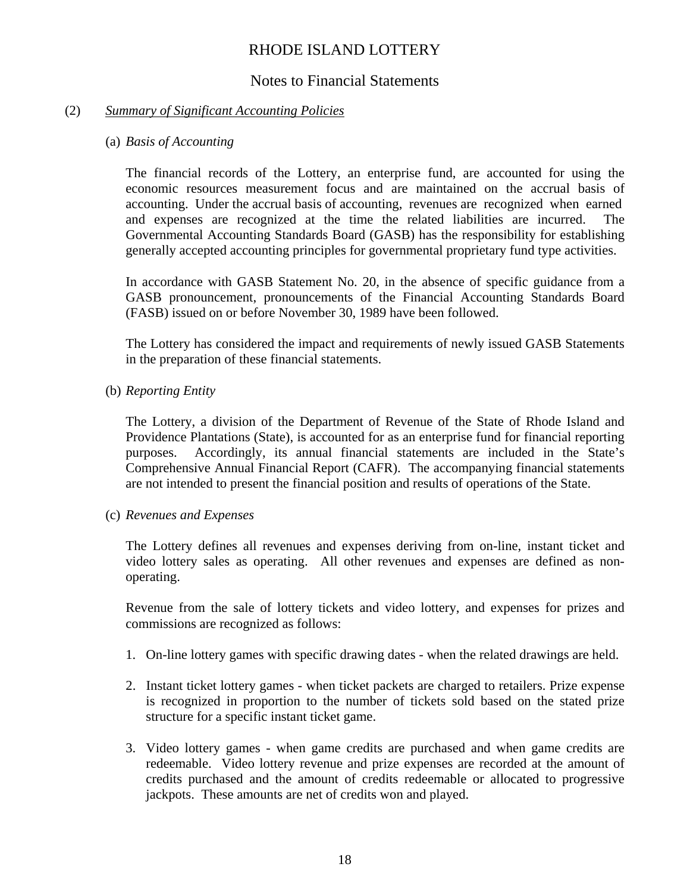# RHODE ISLAND LOTTERY

## Notes to Financial Statements

(2) *Summary of Significant Accounting Policies*

(a) *Basis of Accounting*

The financial records of the Lottery, an enterprise fund, are accounted for using the economic resources measurement focus and are maintained on the accrual basis of accounting. Under the accrual basis of accounting, revenues are recognized when earned and expenses are recognized at the time the related liabilities are incurred. The Governmental Accounting Standards Board (GASB) has the responsibility for establishing generally accepted accounting principles for governmental proprietary fund type activities.

In accordance with GASB Statement No. 20, in the absence of specific guidance from a GASB pronouncement, pronouncements of the Financial Accounting Standards Board (FASB) issued on or before November 30, 1989 have been followed.

The Lottery has considered the impact and requirements of newly issued GASB Statements in the preparation of these financial statements.

(b) *Reporting Entity*

The Lottery, a division of the Department of Revenue of the State of Rhode Island and Providence Plantations (State), is accounted for as an enterprise fund for financial reporting purposes. Accordingly, its annual financial statements are included in the State's Comprehensive Annual Financial Report (CAFR). The accompanying financial statements are not intended to present the financial position and results of operations of the State.

(c) *Revenues and Expenses*

The Lottery defines all revenues and expenses deriving from on-line, instant ticket and video lottery sales as operating. All other revenues and expenses are defined as non-operating.

Revenue from the sale of lottery tickets and video lottery, and expenses for prizes and commissions are recognized as follows:

1. On-line lottery games with specific drawing dates - when the related drawings are held.
2. Instant ticket lottery games - when ticket packets are charged to retailers. Prize expense is recognized in proportion to the number of tickets sold based on the stated prize structure for a specific instant ticket game.
3. Video lottery games - when game credits are purchased and when game credits are redeemable. Video lottery revenue and prize expenses are recorded at the amount of credits purchased and the amount of credits redeemable or allocated to progressive jackpots. These amounts are net of credits won and played.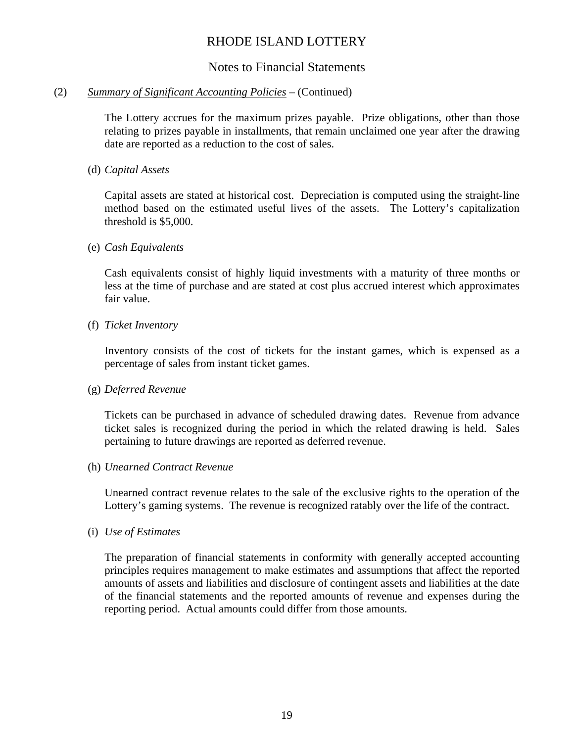# RHODE ISLAND LOTTERY

## Notes to Financial Statements

(2) *Summary of Significant Accounting Policies* – (Continued)

The Lottery accrues for the maximum prizes payable. Prize obligations, other than those relating to prizes payable in installments, that remain unclaimed one year after the drawing date are reported as a reduction to the cost of sales.

(d) *Capital Assets*

Capital assets are stated at historical cost. Depreciation is computed using the straight-line method based on the estimated useful lives of the assets. The Lottery's capitalization threshold is $5,000.

(e) *Cash Equivalents*

Cash equivalents consist of highly liquid investments with a maturity of three months or less at the time of purchase and are stated at cost plus accrued interest which approximates fair value.

(f) *Ticket Inventory*

Inventory consists of the cost of tickets for the instant games, which is expensed as a percentage of sales from instant ticket games.

(g) *Deferred Revenue*

Tickets can be purchased in advance of scheduled drawing dates. Revenue from advance ticket sales is recognized during the period in which the related drawing is held. Sales pertaining to future drawings are reported as deferred revenue.

(h) *Unearned Contract Revenue*

Unearned contract revenue relates to the sale of the exclusive rights to the operation of the Lottery's gaming systems. The revenue is recognized ratably over the life of the contract.

(i) *Use of Estimates*

The preparation of financial statements in conformity with generally accepted accounting principles requires management to make estimates and assumptions that affect the reported amounts of assets and liabilities and disclosure of contingent assets and liabilities at the date of the financial statements and the reported amounts of revenue and expenses during the reporting period. Actual amounts could differ from those amounts.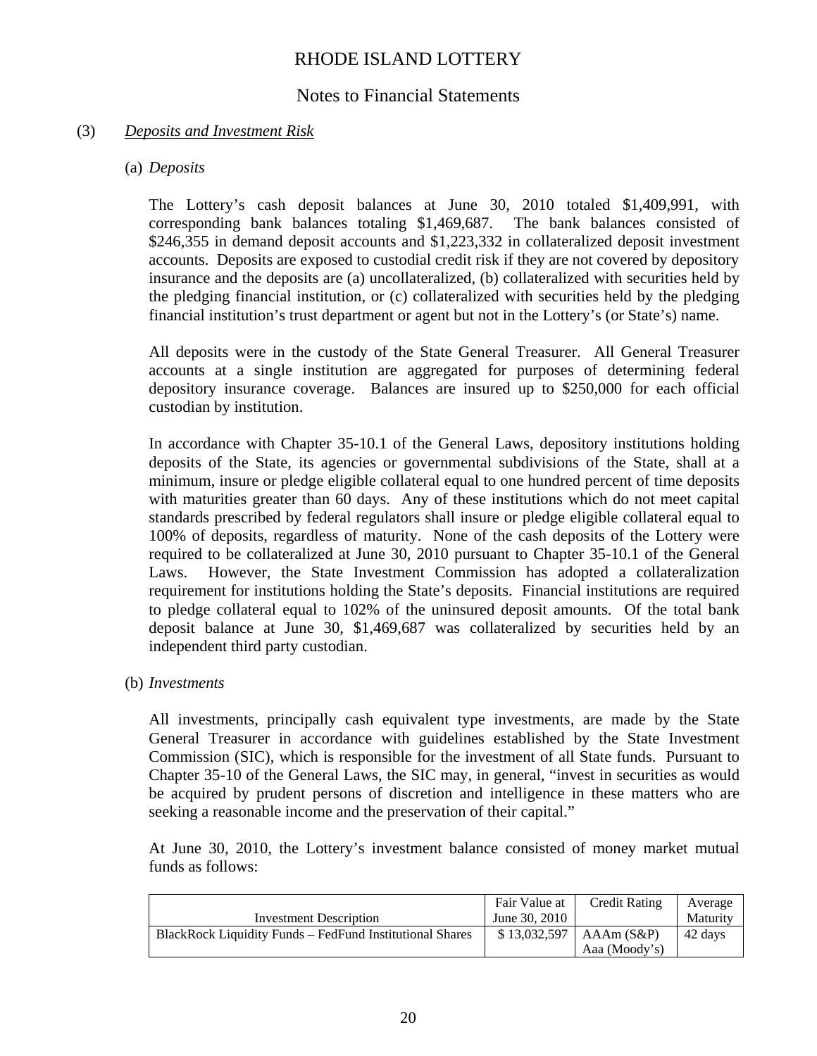# RHODE ISLAND LOTTERY

## Notes to Financial Statements

(3) *Deposits and Investment Risk*

(a) *Deposits*

The Lottery's cash deposit balances at June 30, 2010 totaled $1,409,991, with corresponding bank balances totaling $1,469,687. The bank balances consisted of $246,355 in demand deposit accounts and $1,223,332 in collateralized deposit investment accounts. Deposits are exposed to custodial credit risk if they are not covered by depository insurance and the deposits are (a) uncollateralized, (b) collateralized with securities held by the pledging financial institution, or (c) collateralized with securities held by the pledging financial institution's trust department or agent but not in the Lottery's (or State's) name.

All deposits were in the custody of the State General Treasurer. All General Treasurer accounts at a single institution are aggregated for purposes of determining federal depository insurance coverage. Balances are insured up to $250,000 for each official custodian by institution.

In accordance with Chapter 35-10.1 of the General Laws, depository institutions holding deposits of the State, its agencies or governmental subdivisions of the State, shall at a minimum, insure or pledge eligible collateral equal to one hundred percent of time deposits with maturities greater than 60 days. Any of these institutions which do not meet capital standards prescribed by federal regulators shall insure or pledge eligible collateral equal to 100% of deposits, regardless of maturity. None of the cash deposits of the Lottery were required to be collateralized at June 30, 2010 pursuant to Chapter 35-10.1 of the General Laws. However, the State Investment Commission has adopted a collateralization requirement for institutions holding the State's deposits. Financial institutions are required to pledge collateral equal to 102% of the uninsured deposit amounts. Of the total bank deposit balance at June 30, $1,469,687 was collateralized by securities held by an independent third party custodian.

(b) *Investments*

All investments, principally cash equivalent type investments, are made by the State General Treasurer in accordance with guidelines established by the State Investment Commission (SIC), which is responsible for the investment of all State funds. Pursuant to Chapter 35-10 of the General Laws, the SIC may, in general, "invest in securities as would be acquired by prudent persons of discretion and intelligence in these matters who are seeking a reasonable income and the preservation of their capital."

At June 30, 2010, the Lottery's investment balance consisted of money market mutual funds as follows:

| Investment Description | Fair Value at June 30, 2010 | Credit Rating | Average Maturity |
|---|---|---|---|
| BlackRock Liquidity Funds – FedFund Institutional Shares | $ 13,032,597 | AAAm (S&P) Aaa (Moody's) | 42 days |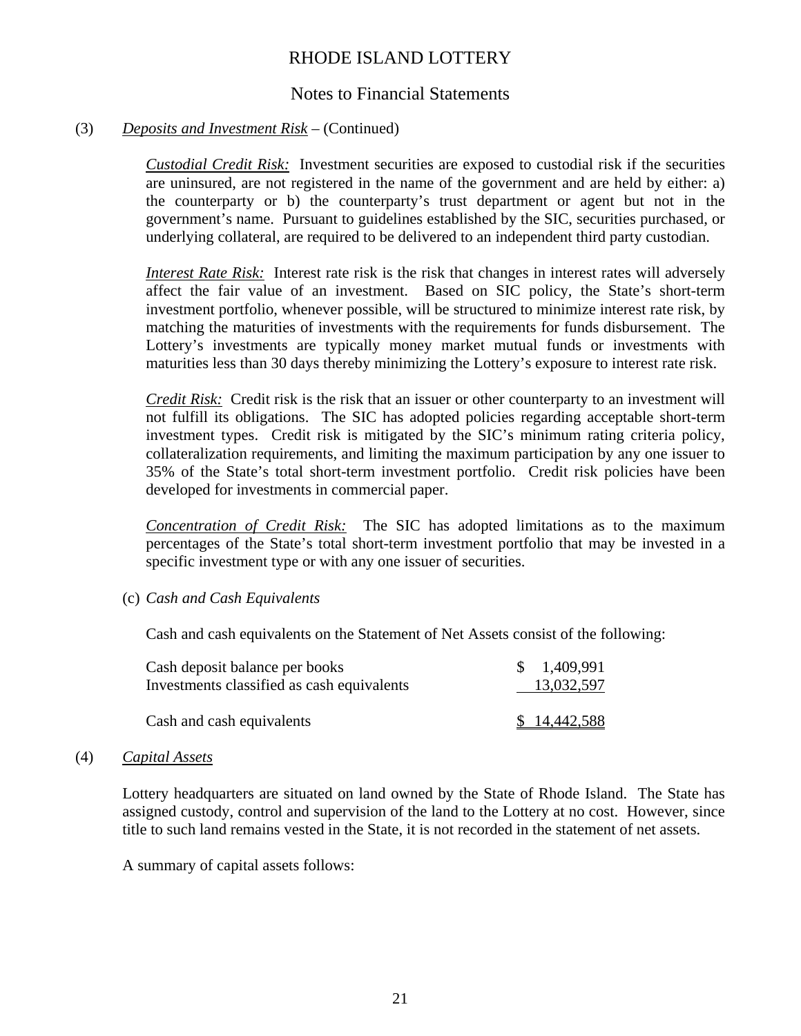# RHODE ISLAND LOTTERY

## Notes to Financial Statements

(3) *Deposits and Investment Risk* – (Continued)

*Custodial Credit Risk:* Investment securities are exposed to custodial risk if the securities are uninsured, are not registered in the name of the government and are held by either: a) the counterparty or b) the counterparty's trust department or agent but not in the government's name. Pursuant to guidelines established by the SIC, securities purchased, or underlying collateral, are required to be delivered to an independent third party custodian.

*Interest Rate Risk:* Interest rate risk is the risk that changes in interest rates will adversely affect the fair value of an investment. Based on SIC policy, the State's short-term investment portfolio, whenever possible, will be structured to minimize interest rate risk, by matching the maturities of investments with the requirements for funds disbursement. The Lottery's investments are typically money market mutual funds or investments with maturities less than 30 days thereby minimizing the Lottery's exposure to interest rate risk.

*Credit Risk:* Credit risk is the risk that an issuer or other counterparty to an investment will not fulfill its obligations. The SIC has adopted policies regarding acceptable short-term investment types. Credit risk is mitigated by the SIC's minimum rating criteria policy, collateralization requirements, and limiting the maximum participation by any one issuer to 35% of the State's total short-term investment portfolio. Credit risk policies have been developed for investments in commercial paper.

*Concentration of Credit Risk:* The SIC has adopted limitations as to the maximum percentages of the State's total short-term investment portfolio that may be invested in a specific investment type or with any one issuer of securities.

(c) *Cash and Cash Equivalents*

Cash and cash equivalents on the Statement of Net Assets consist of the following:

| | |
|---|---|
| Cash deposit balance per books | $ 1,409,991 |
| Investments classified as cash equivalents | 13,032,597 |
| Cash and cash equivalents | $ 14,442,588 |

(4) *Capital Assets*

Lottery headquarters are situated on land owned by the State of Rhode Island. The State has assigned custody, control and supervision of the land to the Lottery at no cost. However, since title to such land remains vested in the State, it is not recorded in the statement of net assets.

A summary of capital assets follows: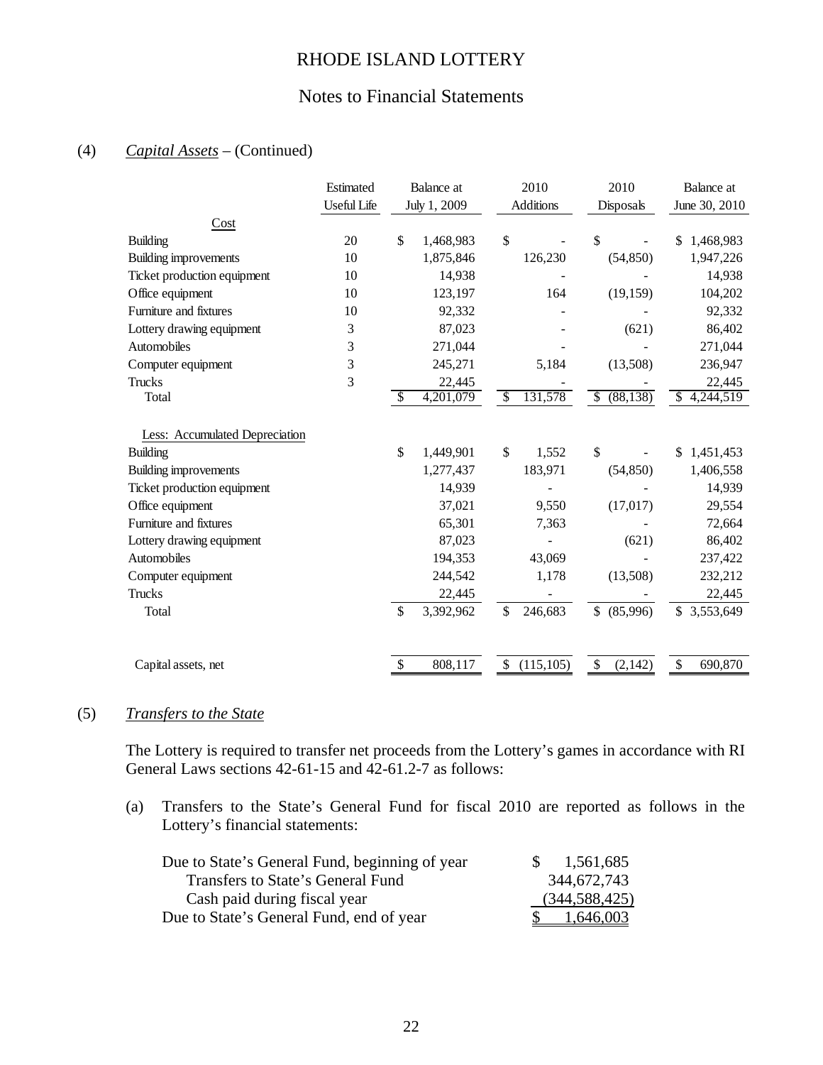# RHODE ISLAND LOTTERY

## Notes to Financial Statements

(4) *Capital Assets* – (Continued)

| | Estimated Useful Life | Balance at July 1, 2009 | 2010 Additions | 2010 Disposals | Balance at June 30, 2010 |
|---|---|---|---|---|---|
| Cost | | | | | |
| Building | 20 | $ 1,468,983 | $ - | $ - | $ 1,468,983 |
| Building improvements | 10 | 1,875,846 | 126,230 | (54,850) | 1,947,226 |
| Ticket production equipment | 10 | 14,938 | - | - | 14,938 |
| Office equipment | 10 | 123,197 | 164 | (19,159) | 104,202 |
| Furniture and fixtures | 10 | 92,332 | - | - | 92,332 |
| Lottery drawing equipment | 3 | 87,023 | - | (621) | 86,402 |
| Automobiles | 3 | 271,044 | - | - | 271,044 |
| Computer equipment | 3 | 245,271 | 5,184 | (13,508) | 236,947 |
| Trucks | 3 | 22,445 | - | - | 22,445 |
| Total | | $ 4,201,079 | $ 131,578 | $ (88,138) | $ 4,244,519 |
| Less: Accumulated Depreciation | | | | | |
| Building | | $ 1,449,901 | $ 1,552 | $ - | $ 1,451,453 |
| Building improvements | | 1,277,437 | 183,971 | (54,850) | 1,406,558 |
| Ticket production equipment | | 14,939 | - | - | 14,939 |
| Office equipment | | 37,021 | 9,550 | (17,017) | 29,554 |
| Furniture and fixtures | | 65,301 | 7,363 | - | 72,664 |
| Lottery drawing equipment | | 87,023 | - | (621) | 86,402 |
| Automobiles | | 194,353 | 43,069 | - | 237,422 |
| Computer equipment | | 244,542 | 1,178 | (13,508) | 232,212 |
| Trucks | | 22,445 | - | - | 22,445 |
| Total | | $ 3,392,962 | $ 246,683 | $ (85,996) | $ 3,553,649 |
| Capital assets, net | | $ 808,117 | $ (115,105) | $ (2,142) | $ 690,870 |

(5) *Transfers to the State*

The Lottery is required to transfer net proceeds from the Lottery's games in accordance with RI General Laws sections 42-61-15 and 42-61.2-7 as follows:

(a) Transfers to the State's General Fund for fiscal 2010 are reported as follows in the Lottery's financial statements:

| | |
|---|---|
| Due to State's General Fund, beginning of year | $ 1,561,685 |
| Transfers to State's General Fund | 344,672,743 |
| Cash paid during fiscal year | (344,588,425) |
| Due to State's General Fund, end of year | $ 1,646,003 |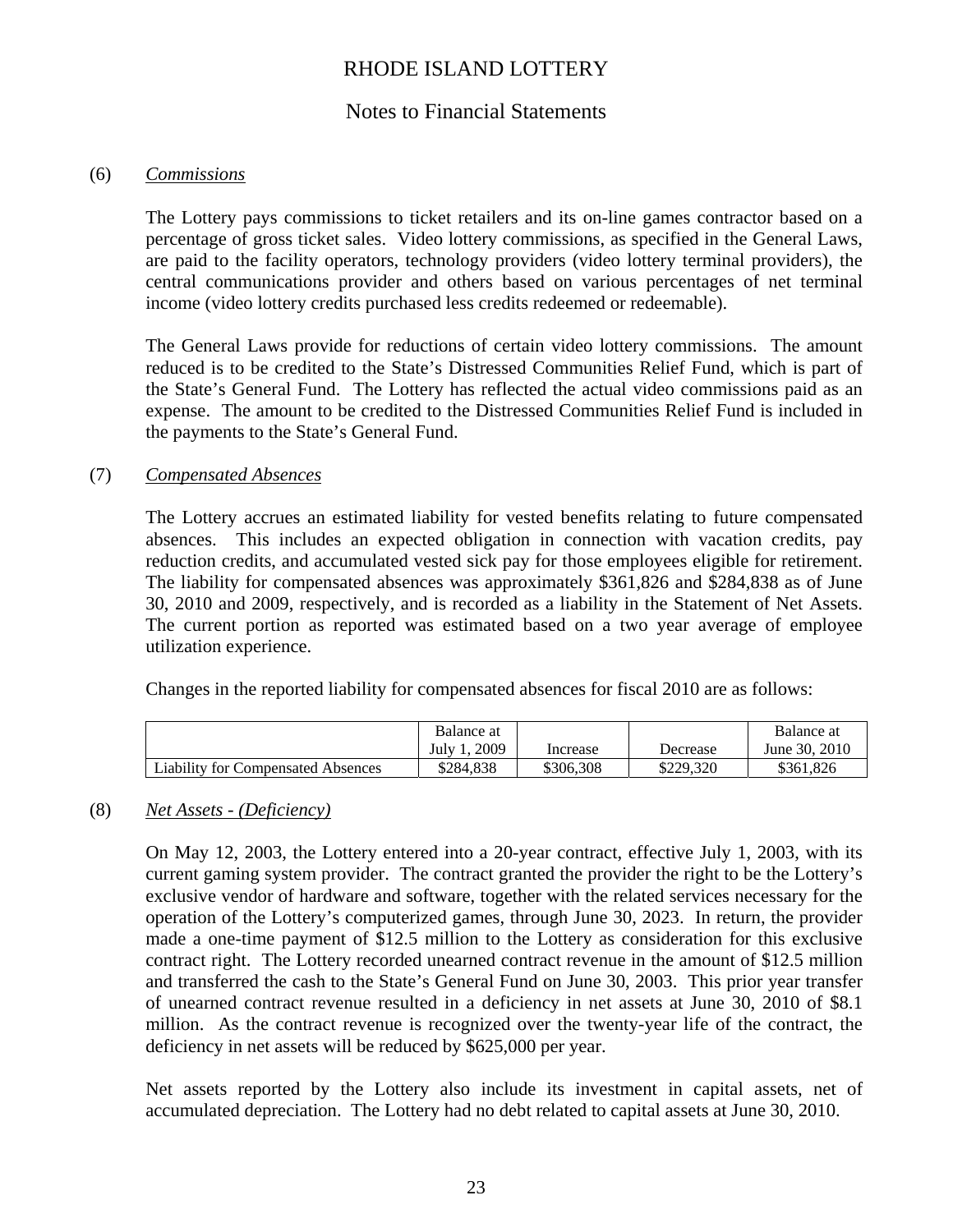# RHODE ISLAND LOTTERY

## Notes to Financial Statements

### (6) *Commissions*

The Lottery pays commissions to ticket retailers and its on-line games contractor based on a percentage of gross ticket sales. Video lottery commissions, as specified in the General Laws, are paid to the facility operators, technology providers (video lottery terminal providers), the central communications provider and others based on various percentages of net terminal income (video lottery credits purchased less credits redeemed or redeemable).

The General Laws provide for reductions of certain video lottery commissions. The amount reduced is to be credited to the State's Distressed Communities Relief Fund, which is part of the State's General Fund. The Lottery has reflected the actual video commissions paid as an expense. The amount to be credited to the Distressed Communities Relief Fund is included in the payments to the State's General Fund.

### (7) *Compensated Absences*

The Lottery accrues an estimated liability for vested benefits relating to future compensated absences. This includes an expected obligation in connection with vacation credits, pay reduction credits, and accumulated vested sick pay for those employees eligible for retirement. The liability for compensated absences was approximately $361,826 and $284,838 as of June 30, 2010 and 2009, respectively, and is recorded as a liability in the Statement of Net Assets. The current portion as reported was estimated based on a two year average of employee utilization experience.

Changes in the reported liability for compensated absences for fiscal 2010 are as follows:

| | Balance at July 1, 2009 | Increase | Decrease | Balance at June 30, 2010 |
|---|---|---|---|---|
| Liability for Compensated Absences | $284,838 | $306,308 | $229,320 | $361,826 |

### (8) *Net Assets - (Deficiency)*

On May 12, 2003, the Lottery entered into a 20-year contract, effective July 1, 2003, with its current gaming system provider. The contract granted the provider the right to be the Lottery's exclusive vendor of hardware and software, together with the related services necessary for the operation of the Lottery's computerized games, through June 30, 2023. In return, the provider made a one-time payment of $12.5 million to the Lottery as consideration for this exclusive contract right. The Lottery recorded unearned contract revenue in the amount of $12.5 million and transferred the cash to the State's General Fund on June 30, 2003. This prior year transfer of unearned contract revenue resulted in a deficiency in net assets at June 30, 2010 of $8.1 million. As the contract revenue is recognized over the twenty-year life of the contract, the deficiency in net assets will be reduced by $625,000 per year.

Net assets reported by the Lottery also include its investment in capital assets, net of accumulated depreciation. The Lottery had no debt related to capital assets at June 30, 2010.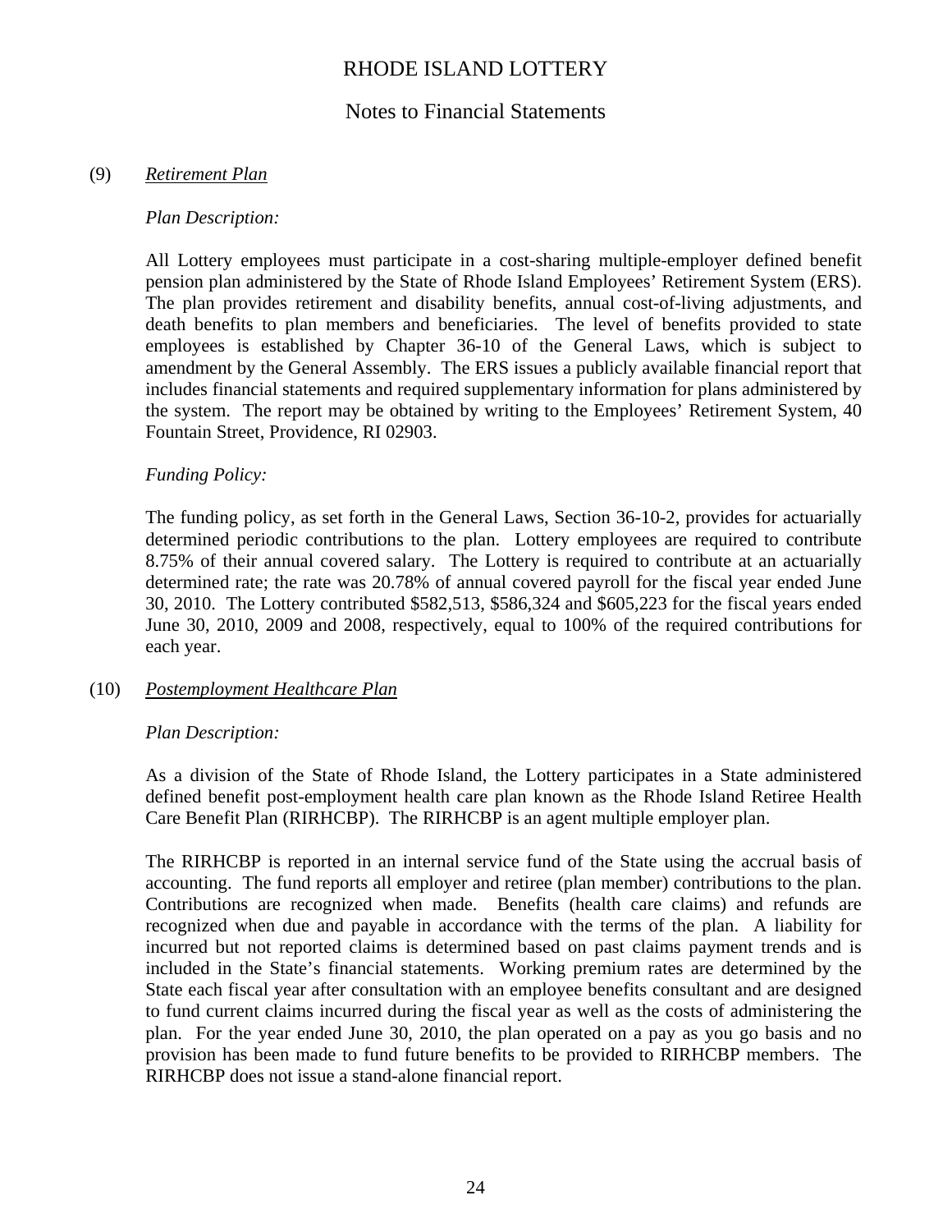# RHODE ISLAND LOTTERY

## Notes to Financial Statements

### (9) *Retirement Plan*

*Plan Description:*

All Lottery employees must participate in a cost-sharing multiple-employer defined benefit pension plan administered by the State of Rhode Island Employees' Retirement System (ERS). The plan provides retirement and disability benefits, annual cost-of-living adjustments, and death benefits to plan members and beneficiaries. The level of benefits provided to state employees is established by Chapter 36-10 of the General Laws, which is subject to amendment by the General Assembly. The ERS issues a publicly available financial report that includes financial statements and required supplementary information for plans administered by the system. The report may be obtained by writing to the Employees' Retirement System, 40 Fountain Street, Providence, RI 02903.

*Funding Policy:*

The funding policy, as set forth in the General Laws, Section 36-10-2, provides for actuarially determined periodic contributions to the plan. Lottery employees are required to contribute 8.75% of their annual covered salary. The Lottery is required to contribute at an actuarially determined rate; the rate was 20.78% of annual covered payroll for the fiscal year ended June 30, 2010. The Lottery contributed $582,513, $586,324 and $605,223 for the fiscal years ended June 30, 2010, 2009 and 2008, respectively, equal to 100% of the required contributions for each year.

### (10) *Postemployment Healthcare Plan*

*Plan Description:*

As a division of the State of Rhode Island, the Lottery participates in a State administered defined benefit post-employment health care plan known as the Rhode Island Retiree Health Care Benefit Plan (RIRHCBP). The RIRHCBP is an agent multiple employer plan.

The RIRHCBP is reported in an internal service fund of the State using the accrual basis of accounting. The fund reports all employer and retiree (plan member) contributions to the plan. Contributions are recognized when made. Benefits (health care claims) and refunds are recognized when due and payable in accordance with the terms of the plan. A liability for incurred but not reported claims is determined based on past claims payment trends and is included in the State's financial statements. Working premium rates are determined by the State each fiscal year after consultation with an employee benefits consultant and are designed to fund current claims incurred during the fiscal year as well as the costs of administering the plan. For the year ended June 30, 2010, the plan operated on a pay as you go basis and no provision has been made to fund future benefits to be provided to RIRHCBP members. The RIRHCBP does not issue a stand-alone financial report.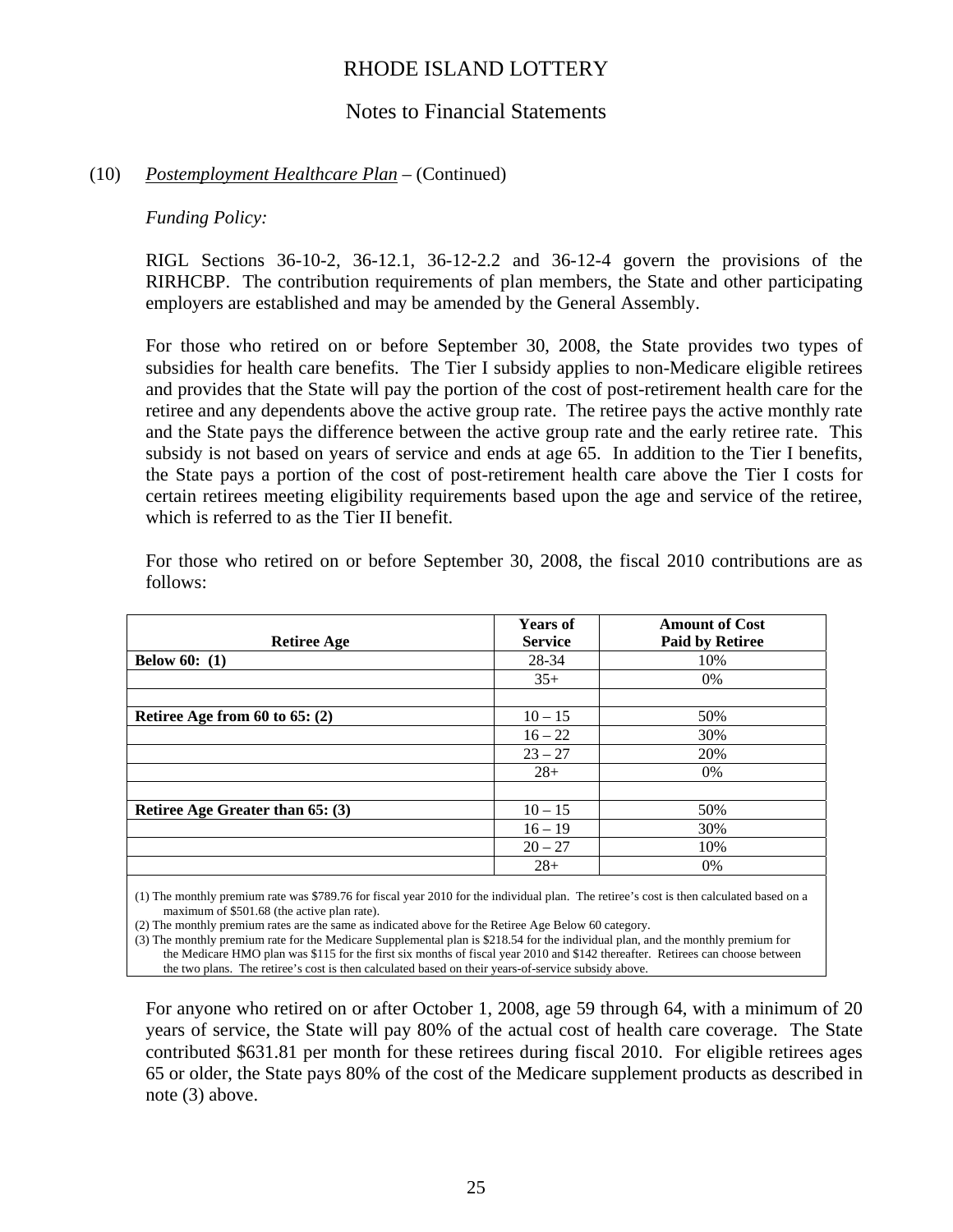# RHODE ISLAND LOTTERY

## Notes to Financial Statements

(10) *Postemployment Healthcare Plan* – (Continued)

*Funding Policy:*

RIGL Sections 36-10-2, 36-12.1, 36-12-2.2 and 36-12-4 govern the provisions of the RIRHCBP. The contribution requirements of plan members, the State and other participating employers are established and may be amended by the General Assembly.

For those who retired on or before September 30, 2008, the State provides two types of subsidies for health care benefits. The Tier I subsidy applies to non-Medicare eligible retirees and provides that the State will pay the portion of the cost of post-retirement health care for the retiree and any dependents above the active group rate. The retiree pays the active monthly rate and the State pays the difference between the active group rate and the early retiree rate. This subsidy is not based on years of service and ends at age 65. In addition to the Tier I benefits, the State pays a portion of the cost of post-retirement health care above the Tier I costs for certain retirees meeting eligibility requirements based upon the age and service of the retiree, which is referred to as the Tier II benefit.

For those who retired on or before September 30, 2008, the fiscal 2010 contributions are as follows:

| Retiree Age | Years of Service | Amount of Cost Paid by Retiree |
|---|---|---|
| **Below 60: (1)** | 28-34 | 10% |
| | 35+ | 0% |
| | | |
| **Retiree Age from 60 to 65: (2)** | 10 – 15 | 50% |
| | 16 – 22 | 30% |
| | 23 – 27 | 20% |
| | 28+ | 0% |
| | | |
| **Retiree Age Greater than 65: (3)** | 10 – 15 | 50% |
| | 16 – 19 | 30% |
| | 20 – 27 | 10% |
| | 28+ | 0% |

(1) The monthly premium rate was $789.76 for fiscal year 2010 for the individual plan. The retiree's cost is then calculated based on a maximum of $501.68 (the active plan rate).

(2) The monthly premium rates are the same as indicated above for the Retiree Age Below 60 category.

(3) The monthly premium rate for the Medicare Supplemental plan is $218.54 for the individual plan, and the monthly premium for the Medicare HMO plan was $115 for the first six months of fiscal year 2010 and $142 thereafter. Retirees can choose between the two plans. The retiree's cost is then calculated based on their years-of-service subsidy above.

For anyone who retired on or after October 1, 2008, age 59 through 64, with a minimum of 20 years of service, the State will pay 80% of the actual cost of health care coverage. The State contributed $631.81 per month for these retirees during fiscal 2010. For eligible retirees ages 65 or older, the State pays 80% of the cost of the Medicare supplement products as described in note (3) above.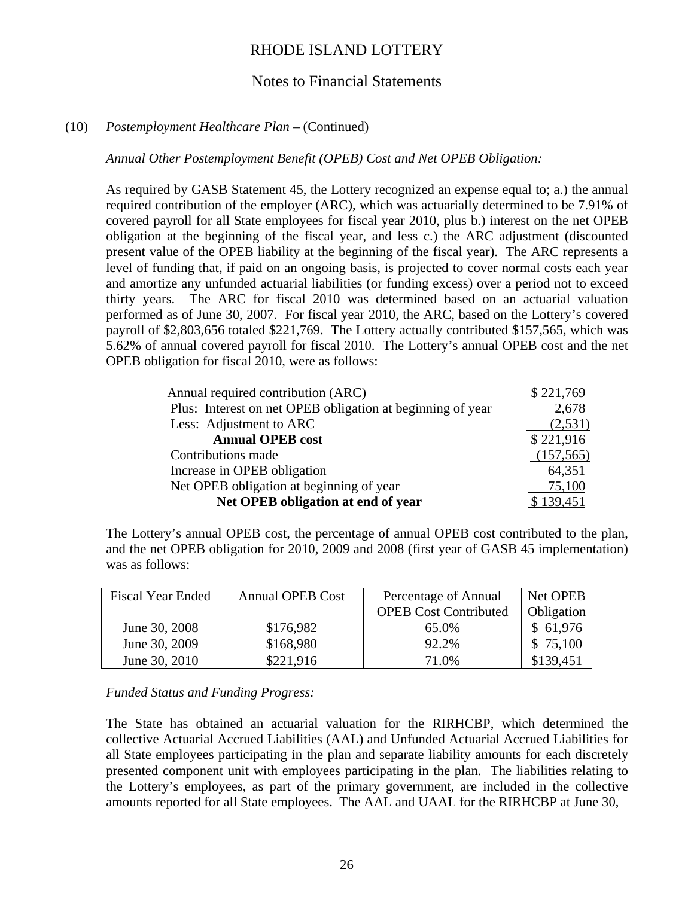# RHODE ISLAND LOTTERY

## Notes to Financial Statements

(10) *Postemployment Healthcare Plan* – (Continued)

*Annual Other Postemployment Benefit (OPEB) Cost and Net OPEB Obligation:*

As required by GASB Statement 45, the Lottery recognized an expense equal to; a.) the annual required contribution of the employer (ARC), which was actuarially determined to be 7.91% of covered payroll for all State employees for fiscal year 2010, plus b.) interest on the net OPEB obligation at the beginning of the fiscal year, and less c.) the ARC adjustment (discounted present value of the OPEB liability at the beginning of the fiscal year). The ARC represents a level of funding that, if paid on an ongoing basis, is projected to cover normal costs each year and amortize any unfunded actuarial liabilities (or funding excess) over a period not to exceed thirty years. The ARC for fiscal 2010 was determined based on an actuarial valuation performed as of June 30, 2007. For fiscal year 2010, the ARC, based on the Lottery's covered payroll of $2,803,656 totaled $221,769. The Lottery actually contributed $157,565, which was 5.62% of annual covered payroll for fiscal 2010. The Lottery's annual OPEB cost and the net OPEB obligation for fiscal 2010, were as follows:

| | |
|---|---|
| Annual required contribution (ARC) | $ 221,769 |
| Plus: Interest on net OPEB obligation at beginning of year | 2,678 |
| Less: Adjustment to ARC | (2,531) |
| **Annual OPEB cost** | $ 221,916 |
| Contributions made | (157,565) |
| Increase in OPEB obligation | 64,351 |
| Net OPEB obligation at beginning of year | 75,100 |
| **Net OPEB obligation at end of year** | $ 139,451 |

The Lottery's annual OPEB cost, the percentage of annual OPEB cost contributed to the plan, and the net OPEB obligation for 2010, 2009 and 2008 (first year of GASB 45 implementation) was as follows:

| Fiscal Year Ended | Annual OPEB Cost | Percentage of Annual OPEB Cost Contributed | Net OPEB Obligation |
|---|---|---|---|
| June 30, 2008 | $176,982 | 65.0% | $ 61,976 |
| June 30, 2009 | $168,980 | 92.2% | $ 75,100 |
| June 30, 2010 | $221,916 | 71.0% | $139,451 |

*Funded Status and Funding Progress:*

The State has obtained an actuarial valuation for the RIRHCBP, which determined the collective Actuarial Accrued Liabilities (AAL) and Unfunded Actuarial Accrued Liabilities for all State employees participating in the plan and separate liability amounts for each discretely presented component unit with employees participating in the plan. The liabilities relating to the Lottery's employees, as part of the primary government, are included in the collective amounts reported for all State employees. The AAL and UAAL for the RIRHCBP at June 30,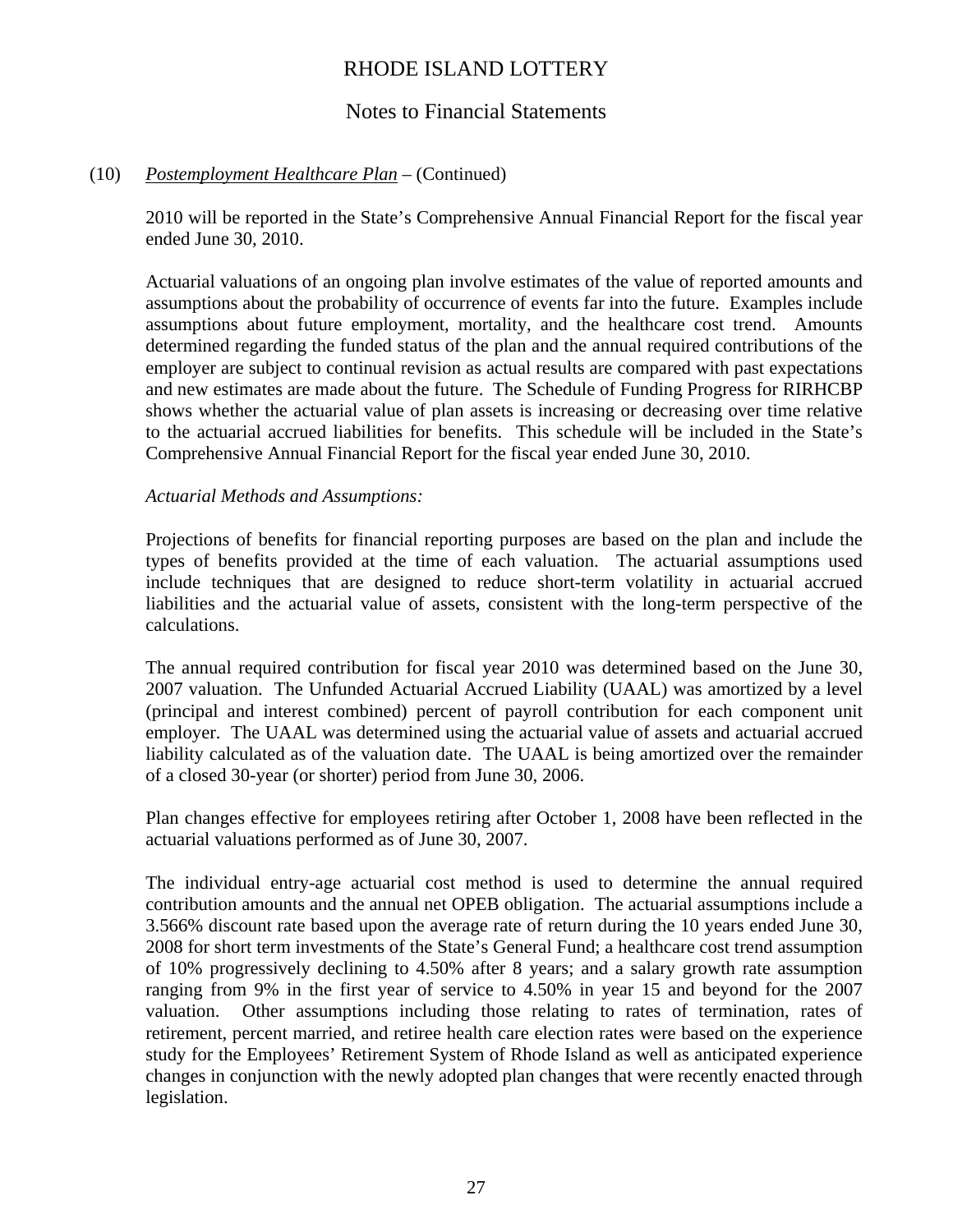(10) *Postemployment Healthcare Plan* – (Continued)

2010 will be reported in the State's Comprehensive Annual Financial Report for the fiscal year ended June 30, 2010.

Actuarial valuations of an ongoing plan involve estimates of the value of reported amounts and assumptions about the probability of occurrence of events far into the future. Examples include assumptions about future employment, mortality, and the healthcare cost trend. Amounts determined regarding the funded status of the plan and the annual required contributions of the employer are subject to continual revision as actual results are compared with past expectations and new estimates are made about the future. The Schedule of Funding Progress for RIRHCBP shows whether the actuarial value of plan assets is increasing or decreasing over time relative to the actuarial accrued liabilities for benefits. This schedule will be included in the State's Comprehensive Annual Financial Report for the fiscal year ended June 30, 2010.

*Actuarial Methods and Assumptions:*

Projections of benefits for financial reporting purposes are based on the plan and include the types of benefits provided at the time of each valuation. The actuarial assumptions used include techniques that are designed to reduce short-term volatility in actuarial accrued liabilities and the actuarial value of assets, consistent with the long-term perspective of the calculations.

The annual required contribution for fiscal year 2010 was determined based on the June 30, 2007 valuation. The Unfunded Actuarial Accrued Liability (UAAL) was amortized by a level (principal and interest combined) percent of payroll contribution for each component unit employer. The UAAL was determined using the actuarial value of assets and actuarial accrued liability calculated as of the valuation date. The UAAL is being amortized over the remainder of a closed 30-year (or shorter) period from June 30, 2006.

Plan changes effective for employees retiring after October 1, 2008 have been reflected in the actuarial valuations performed as of June 30, 2007.

The individual entry-age actuarial cost method is used to determine the annual required contribution amounts and the annual net OPEB obligation. The actuarial assumptions include a 3.566% discount rate based upon the average rate of return during the 10 years ended June 30, 2008 for short term investments of the State's General Fund; a healthcare cost trend assumption of 10% progressively declining to 4.50% after 8 years; and a salary growth rate assumption ranging from 9% in the first year of service to 4.50% in year 15 and beyond for the 2007 valuation. Other assumptions including those relating to rates of termination, rates of retirement, percent married, and retiree health care election rates were based on the experience study for the Employees' Retirement System of Rhode Island as well as anticipated experience changes in conjunction with the newly adopted plan changes that were recently enacted through legislation.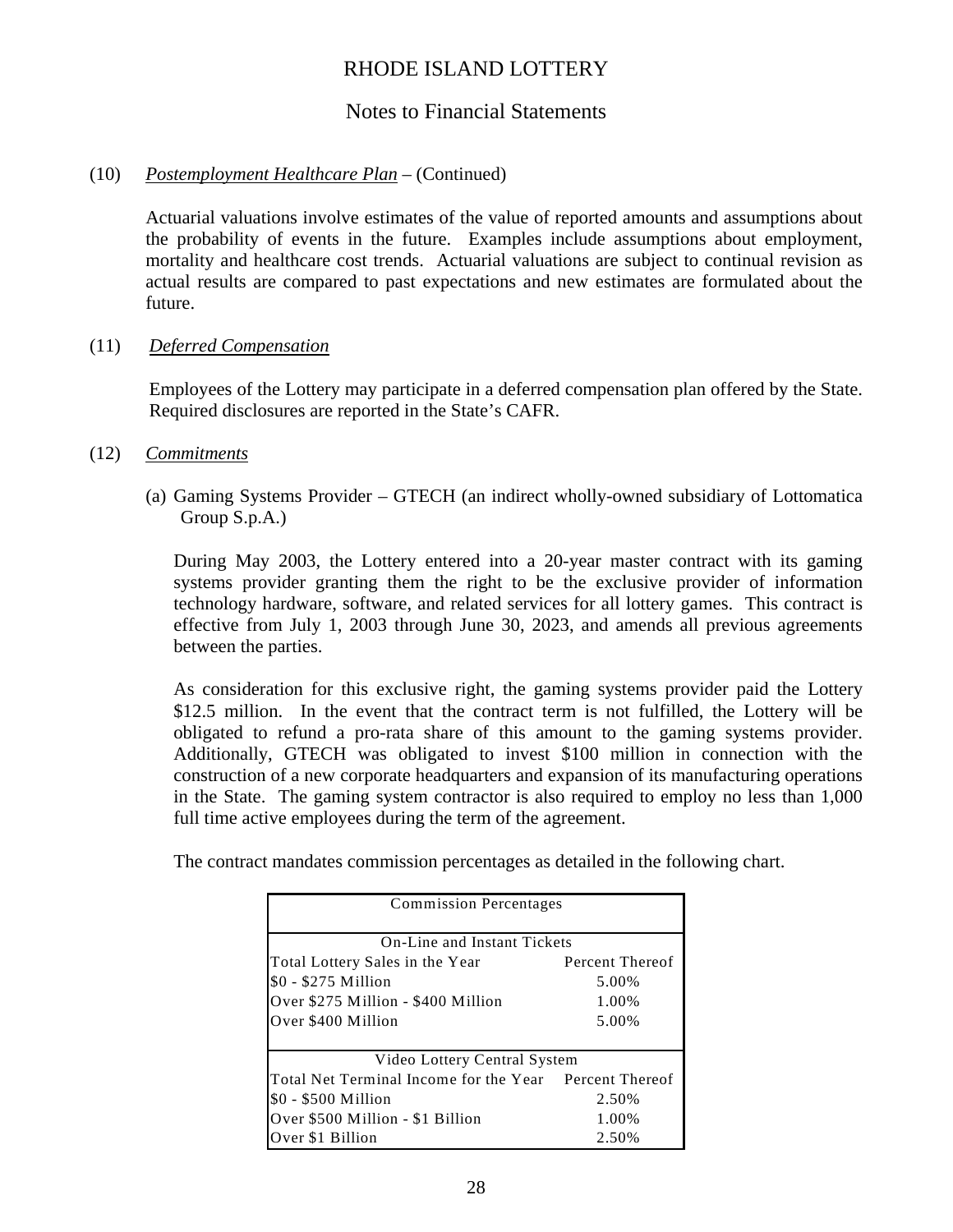# RHODE ISLAND LOTTERY

## Notes to Financial Statements

(10) *Postemployment Healthcare Plan* – (Continued)

Actuarial valuations involve estimates of the value of reported amounts and assumptions about the probability of events in the future. Examples include assumptions about employment, mortality and healthcare cost trends. Actuarial valuations are subject to continual revision as actual results are compared to past expectations and new estimates are formulated about the future.

(11) *Deferred Compensation*

Employees of the Lottery may participate in a deferred compensation plan offered by the State. Required disclosures are reported in the State's CAFR.

(12) *Commitments*

(a) Gaming Systems Provider – GTECH (an indirect wholly-owned subsidiary of Lottomatica Group S.p.A.)

During May 2003, the Lottery entered into a 20-year master contract with its gaming systems provider granting them the right to be the exclusive provider of information technology hardware, software, and related services for all lottery games. This contract is effective from July 1, 2003 through June 30, 2023, and amends all previous agreements between the parties.

As consideration for this exclusive right, the gaming systems provider paid the Lottery $12.5 million. In the event that the contract term is not fulfilled, the Lottery will be obligated to refund a pro-rata share of this amount to the gaming systems provider. Additionally, GTECH was obligated to invest $100 million in connection with the construction of a new corporate headquarters and expansion of its manufacturing operations in the State. The gaming system contractor is also required to employ no less than 1,000 full time active employees during the term of the agreement.

The contract mandates commission percentages as detailed in the following chart.

| Commission Percentages | |
|---|---|
| On-Line and Instant Tickets | |
| Total Lottery Sales in the Year | Percent Thereof |
| $0 - $275 Million | 5.00% |
| Over $275 Million - $400 Million | 1.00% |
| Over $400 Million | 5.00% |
| Video Lottery Central System | |
| Total Net Terminal Income for the Year | Percent Thereof |
| $0 - $500 Million | 2.50% |
| Over $500 Million - $1 Billion | 1.00% |
| Over $1 Billion | 2.50% |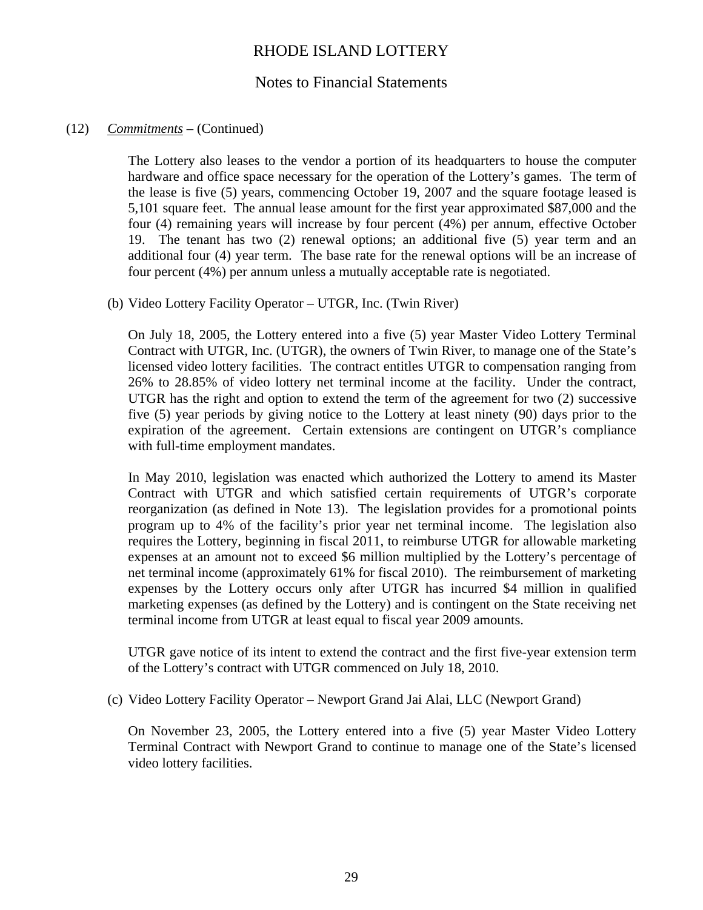# RHODE ISLAND LOTTERY

## Notes to Financial Statements

(12) *Commitments* – (Continued)

The Lottery also leases to the vendor a portion of its headquarters to house the computer hardware and office space necessary for the operation of the Lottery's games. The term of the lease is five (5) years, commencing October 19, 2007 and the square footage leased is 5,101 square feet. The annual lease amount for the first year approximated $87,000 and the four (4) remaining years will increase by four percent (4%) per annum, effective October 19. The tenant has two (2) renewal options; an additional five (5) year term and an additional four (4) year term. The base rate for the renewal options will be an increase of four percent (4%) per annum unless a mutually acceptable rate is negotiated.

(b) Video Lottery Facility Operator – UTGR, Inc. (Twin River)

On July 18, 2005, the Lottery entered into a five (5) year Master Video Lottery Terminal Contract with UTGR, Inc. (UTGR), the owners of Twin River, to manage one of the State's licensed video lottery facilities. The contract entitles UTGR to compensation ranging from 26% to 28.85% of video lottery net terminal income at the facility. Under the contract, UTGR has the right and option to extend the term of the agreement for two (2) successive five (5) year periods by giving notice to the Lottery at least ninety (90) days prior to the expiration of the agreement. Certain extensions are contingent on UTGR's compliance with full-time employment mandates.

In May 2010, legislation was enacted which authorized the Lottery to amend its Master Contract with UTGR and which satisfied certain requirements of UTGR's corporate reorganization (as defined in Note 13). The legislation provides for a promotional points program up to 4% of the facility's prior year net terminal income. The legislation also requires the Lottery, beginning in fiscal 2011, to reimburse UTGR for allowable marketing expenses at an amount not to exceed $6 million multiplied by the Lottery's percentage of net terminal income (approximately 61% for fiscal 2010). The reimbursement of marketing expenses by the Lottery occurs only after UTGR has incurred $4 million in qualified marketing expenses (as defined by the Lottery) and is contingent on the State receiving net terminal income from UTGR at least equal to fiscal year 2009 amounts.

UTGR gave notice of its intent to extend the contract and the first five-year extension term of the Lottery's contract with UTGR commenced on July 18, 2010.

(c) Video Lottery Facility Operator – Newport Grand Jai Alai, LLC (Newport Grand)

On November 23, 2005, the Lottery entered into a five (5) year Master Video Lottery Terminal Contract with Newport Grand to continue to manage one of the State's licensed video lottery facilities.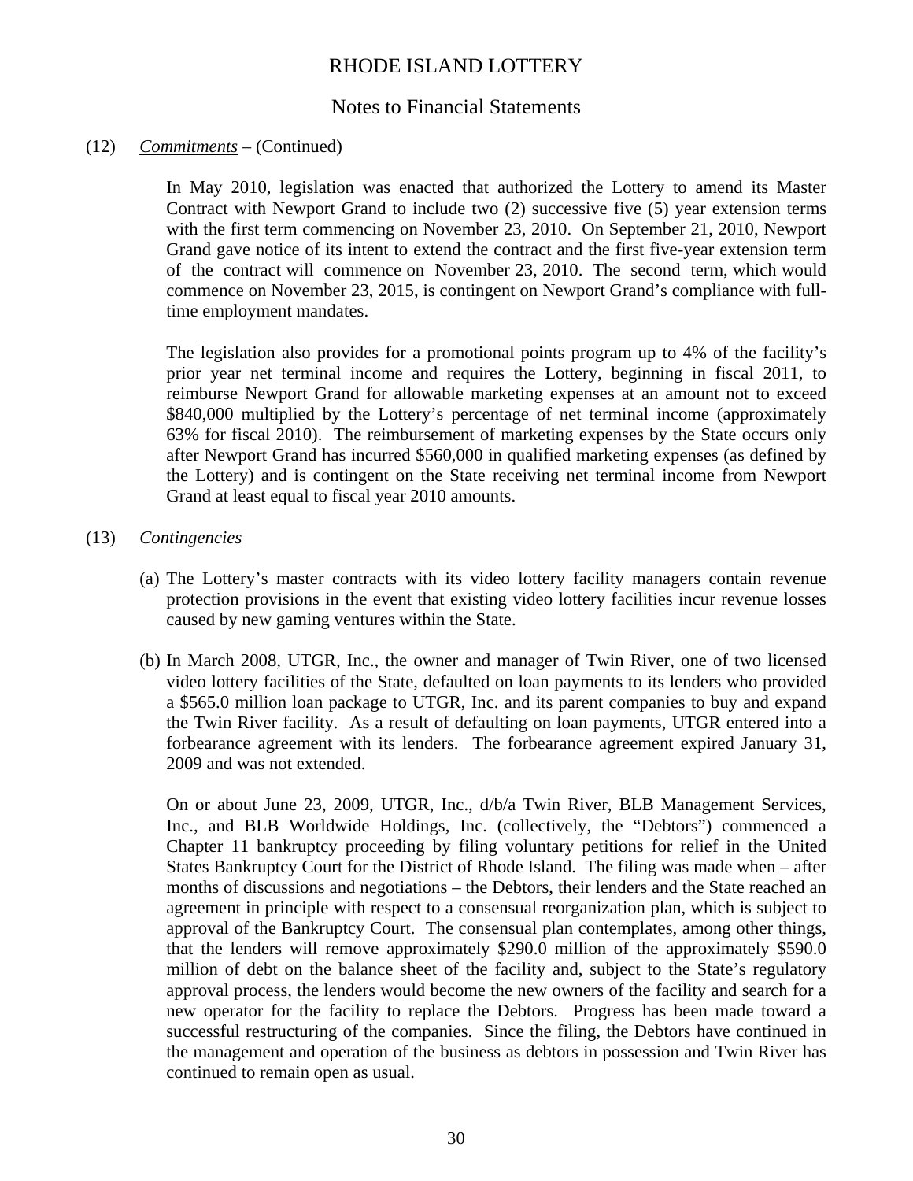(12) *Commitments* – (Continued)

In May 2010, legislation was enacted that authorized the Lottery to amend its Master Contract with Newport Grand to include two (2) successive five (5) year extension terms with the first term commencing on November 23, 2010. On September 21, 2010, Newport Grand gave notice of its intent to extend the contract and the first five-year extension term of the contract will commence on November 23, 2010. The second term, which would commence on November 23, 2015, is contingent on Newport Grand's compliance with full-time employment mandates.

The legislation also provides for a promotional points program up to 4% of the facility's prior year net terminal income and requires the Lottery, beginning in fiscal 2011, to reimburse Newport Grand for allowable marketing expenses at an amount not to exceed \$840,000 multiplied by the Lottery's percentage of net terminal income (approximately 63% for fiscal 2010). The reimbursement of marketing expenses by the State occurs only after Newport Grand has incurred \$560,000 in qualified marketing expenses (as defined by the Lottery) and is contingent on the State receiving net terminal income from Newport Grand at least equal to fiscal year 2010 amounts.

(13) *Contingencies*

(a) The Lottery's master contracts with its video lottery facility managers contain revenue protection provisions in the event that existing video lottery facilities incur revenue losses caused by new gaming ventures within the State.

(b) In March 2008, UTGR, Inc., the owner and manager of Twin River, one of two licensed video lottery facilities of the State, defaulted on loan payments to its lenders who provided a \$565.0 million loan package to UTGR, Inc. and its parent companies to buy and expand the Twin River facility. As a result of defaulting on loan payments, UTGR entered into a forbearance agreement with its lenders. The forbearance agreement expired January 31, 2009 and was not extended.

On or about June 23, 2009, UTGR, Inc., d/b/a Twin River, BLB Management Services, Inc., and BLB Worldwide Holdings, Inc. (collectively, the "Debtors") commenced a Chapter 11 bankruptcy proceeding by filing voluntary petitions for relief in the United States Bankruptcy Court for the District of Rhode Island. The filing was made when – after months of discussions and negotiations – the Debtors, their lenders and the State reached an agreement in principle with respect to a consensual reorganization plan, which is subject to approval of the Bankruptcy Court. The consensual plan contemplates, among other things, that the lenders will remove approximately \$290.0 million of the approximately \$590.0 million of debt on the balance sheet of the facility and, subject to the State's regulatory approval process, the lenders would become the new owners of the facility and search for a new operator for the facility to replace the Debtors. Progress has been made toward a successful restructuring of the companies. Since the filing, the Debtors have continued in the management and operation of the business as debtors in possession and Twin River has continued to remain open as usual.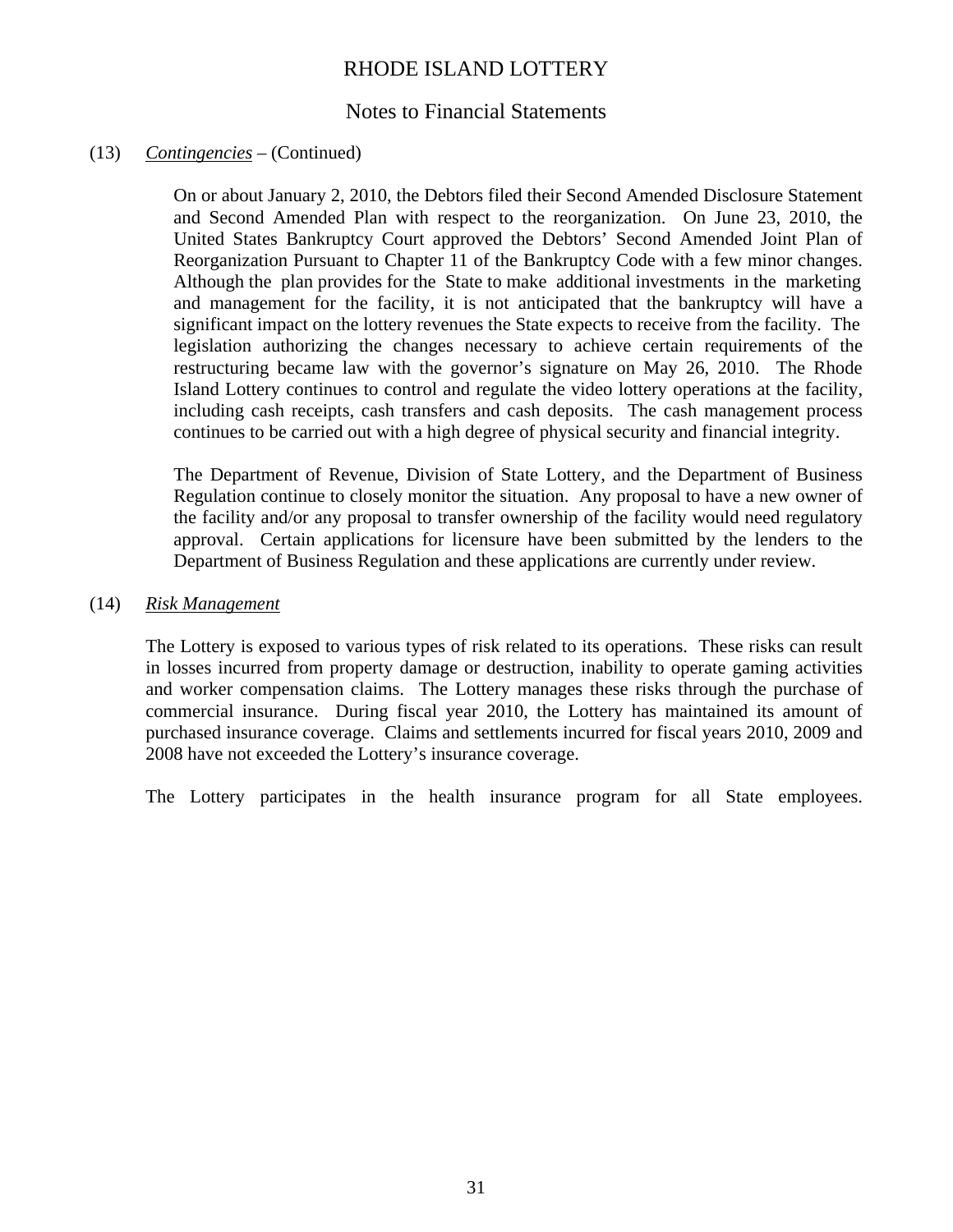# RHODE ISLAND LOTTERY

## Notes to Financial Statements

(13) *Contingencies* – (Continued)

On or about January 2, 2010, the Debtors filed their Second Amended Disclosure Statement and Second Amended Plan with respect to the reorganization. On June 23, 2010, the United States Bankruptcy Court approved the Debtors' Second Amended Joint Plan of Reorganization Pursuant to Chapter 11 of the Bankruptcy Code with a few minor changes. Although the plan provides for the State to make additional investments in the marketing and management for the facility, it is not anticipated that the bankruptcy will have a significant impact on the lottery revenues the State expects to receive from the facility. The legislation authorizing the changes necessary to achieve certain requirements of the restructuring became law with the governor's signature on May 26, 2010. The Rhode Island Lottery continues to control and regulate the video lottery operations at the facility, including cash receipts, cash transfers and cash deposits. The cash management process continues to be carried out with a high degree of physical security and financial integrity.

The Department of Revenue, Division of State Lottery, and the Department of Business Regulation continue to closely monitor the situation. Any proposal to have a new owner of the facility and/or any proposal to transfer ownership of the facility would need regulatory approval. Certain applications for licensure have been submitted by the lenders to the Department of Business Regulation and these applications are currently under review.

(14) *Risk Management*

The Lottery is exposed to various types of risk related to its operations. These risks can result in losses incurred from property damage or destruction, inability to operate gaming activities and worker compensation claims. The Lottery manages these risks through the purchase of commercial insurance. During fiscal year 2010, the Lottery has maintained its amount of purchased insurance coverage. Claims and settlements incurred for fiscal years 2010, 2009 and 2008 have not exceeded the Lottery's insurance coverage.

The Lottery participates in the health insurance program for all State employees.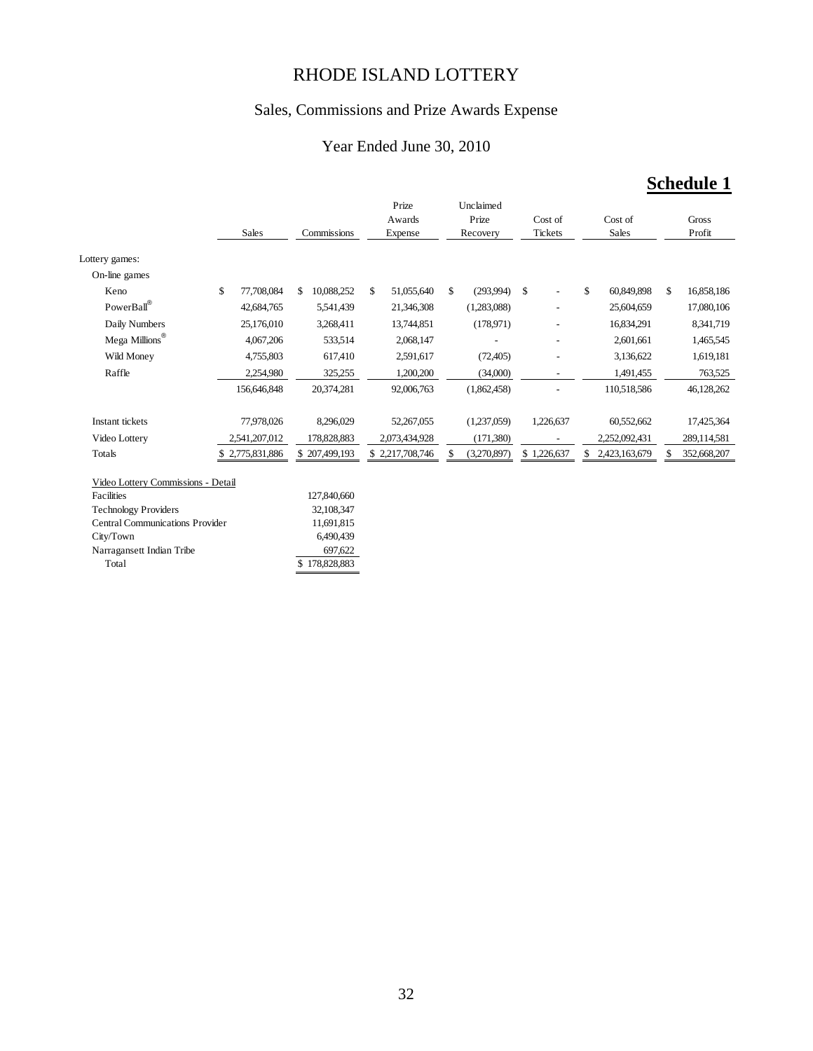# RHODE ISLAND LOTTERY

## Sales, Commissions and Prize Awards Expense

### Year Ended June 30, 2010

**Schedule 1**

| | Sales | Commissions | Prize Awards Expense | Unclaimed Prize Recovery | Cost of Tickets | Cost of Sales | Gross Profit |
|---|---|---|---|---|---|---|---|
| Lottery games: | | | | | | | |
| On-line games | | | | | | | |
| Keno | $ 77,708,084 | $ 10,088,252 | $ 51,055,640 | $ (293,994) | $ - | $ 60,849,898 | $ 16,858,186 |
| PowerBall® | 42,684,765 | 5,541,439 | 21,346,308 | (1,283,088) | - | 25,604,659 | 17,080,106 |
| Daily Numbers | 25,176,010 | 3,268,411 | 13,744,851 | (178,971) | - | 16,834,291 | 8,341,719 |
| Mega Millions® | 4,067,206 | 533,514 | 2,068,147 | - | - | 2,601,661 | 1,465,545 |
| Wild Money | 4,755,803 | 617,410 | 2,591,617 | (72,405) | - | 3,136,622 | 1,619,181 |
| Raffle | 2,254,980 | 325,255 | 1,200,200 | (34,000) | - | 1,491,455 | 763,525 |
| | 156,646,848 | 20,374,281 | 92,006,763 | (1,862,458) | - | 110,518,586 | 46,128,262 |
| Instant tickets | 77,978,026 | 8,296,029 | 52,267,055 | (1,237,059) | 1,226,637 | 60,552,662 | 17,425,364 |
| Video Lottery | 2,541,207,012 | 178,828,883 | 2,073,434,928 | (171,380) | - | 2,252,092,431 | 289,114,581 |
| Totals | $ 2,775,831,886 | $ 207,499,193 | $ 2,217,708,746 | $ (3,270,897) | $ 1,226,637 | $ 2,423,163,679 | $ 352,668,207 |

| Video Lottery Commissions - Detail | |
|---|---|
| Facilities | 127,840,660 |
| Technology Providers | 32,108,347 |
| Central Communications Provider | 11,691,815 |
| City/Town | 6,490,439 |
| Narragansett Indian Tribe | 697,622 |
| Total | $ 178,828,883 |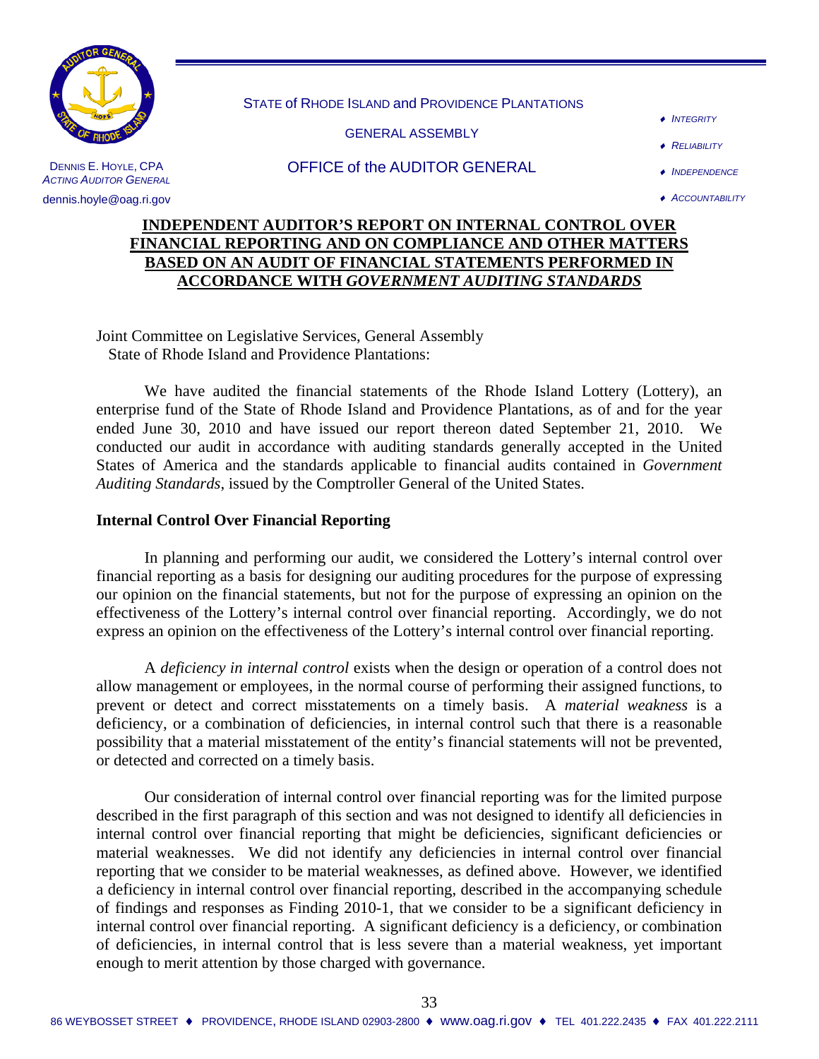STATE of RHODE ISLAND and PROVIDENCE PLANTATIONS

GENERAL ASSEMBLY

OFFICE of the AUDITOR GENERAL

DENNIS E. HOYLE, CPA
*ACTING AUDITOR GENERAL*
dennis.hoyle@oag.ri.gov

- *INTEGRITY*
- *RELIABILITY*
- *INDEPENDENCE*
- *ACCOUNTABILITY*

# INDEPENDENT AUDITOR'S REPORT ON INTERNAL CONTROL OVER FINANCIAL REPORTING AND ON COMPLIANCE AND OTHER MATTERS BASED ON AN AUDIT OF FINANCIAL STATEMENTS PERFORMED IN ACCORDANCE WITH *GOVERNMENT AUDITING STANDARDS*

Joint Committee on Legislative Services, General Assembly
State of Rhode Island and Providence Plantations:

We have audited the financial statements of the Rhode Island Lottery (Lottery), an enterprise fund of the State of Rhode Island and Providence Plantations, as of and for the year ended June 30, 2010 and have issued our report thereon dated September 21, 2010. We conducted our audit in accordance with auditing standards generally accepted in the United States of America and the standards applicable to financial audits contained in *Government Auditing Standards*, issued by the Comptroller General of the United States.

## Internal Control Over Financial Reporting

In planning and performing our audit, we considered the Lottery's internal control over financial reporting as a basis for designing our auditing procedures for the purpose of expressing our opinion on the financial statements, but not for the purpose of expressing an opinion on the effectiveness of the Lottery's internal control over financial reporting. Accordingly, we do not express an opinion on the effectiveness of the Lottery's internal control over financial reporting.

A *deficiency in internal control* exists when the design or operation of a control does not allow management or employees, in the normal course of performing their assigned functions, to prevent or detect and correct misstatements on a timely basis. A *material weakness* is a deficiency, or a combination of deficiencies, in internal control such that there is a reasonable possibility that a material misstatement of the entity's financial statements will not be prevented, or detected and corrected on a timely basis.

Our consideration of internal control over financial reporting was for the limited purpose described in the first paragraph of this section and was not designed to identify all deficiencies in internal control over financial reporting that might be deficiencies, significant deficiencies or material weaknesses. We did not identify any deficiencies in internal control over financial reporting that we consider to be material weaknesses, as defined above. However, we identified a deficiency in internal control over financial reporting, described in the accompanying schedule of findings and responses as Finding 2010-1, that we consider to be a significant deficiency in internal control over financial reporting. A significant deficiency is a deficiency, or combination of deficiencies, in internal control that is less severe than a material weakness, yet important enough to merit attention by those charged with governance.

86 WEYBOSSET STREET ♦ PROVIDENCE, RHODE ISLAND 02903-2800 ♦ www.oag.ri.gov ♦ TEL 401.222.2435 ♦ FAX 401.222.2111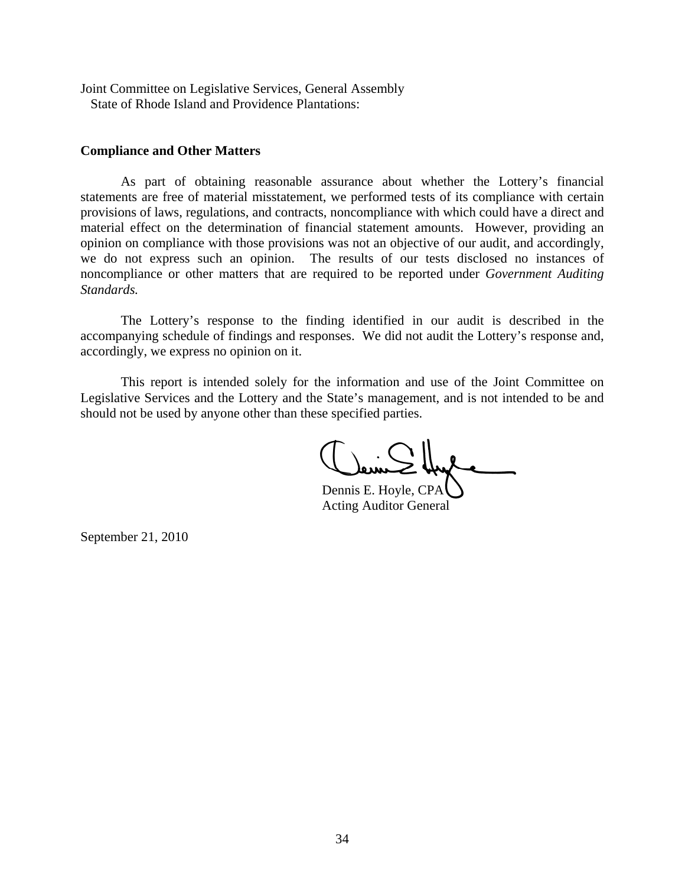Joint Committee on Legislative Services, General Assembly
State of Rhode Island and Providence Plantations:

**Compliance and Other Matters**

As part of obtaining reasonable assurance about whether the Lottery's financial statements are free of material misstatement, we performed tests of its compliance with certain provisions of laws, regulations, and contracts, noncompliance with which could have a direct and material effect on the determination of financial statement amounts. However, providing an opinion on compliance with those provisions was not an objective of our audit, and accordingly, we do not express such an opinion. The results of our tests disclosed no instances of noncompliance or other matters that are required to be reported under *Government Auditing Standards.*

The Lottery's response to the finding identified in our audit is described in the accompanying schedule of findings and responses. We did not audit the Lottery's response and, accordingly, we express no opinion on it.

This report is intended solely for the information and use of the Joint Committee on Legislative Services and the Lottery and the State's management, and is not intended to be and should not be used by anyone other than these specified parties.

Dennis E. Hoyle, CPA
Acting Auditor General

September 21, 2010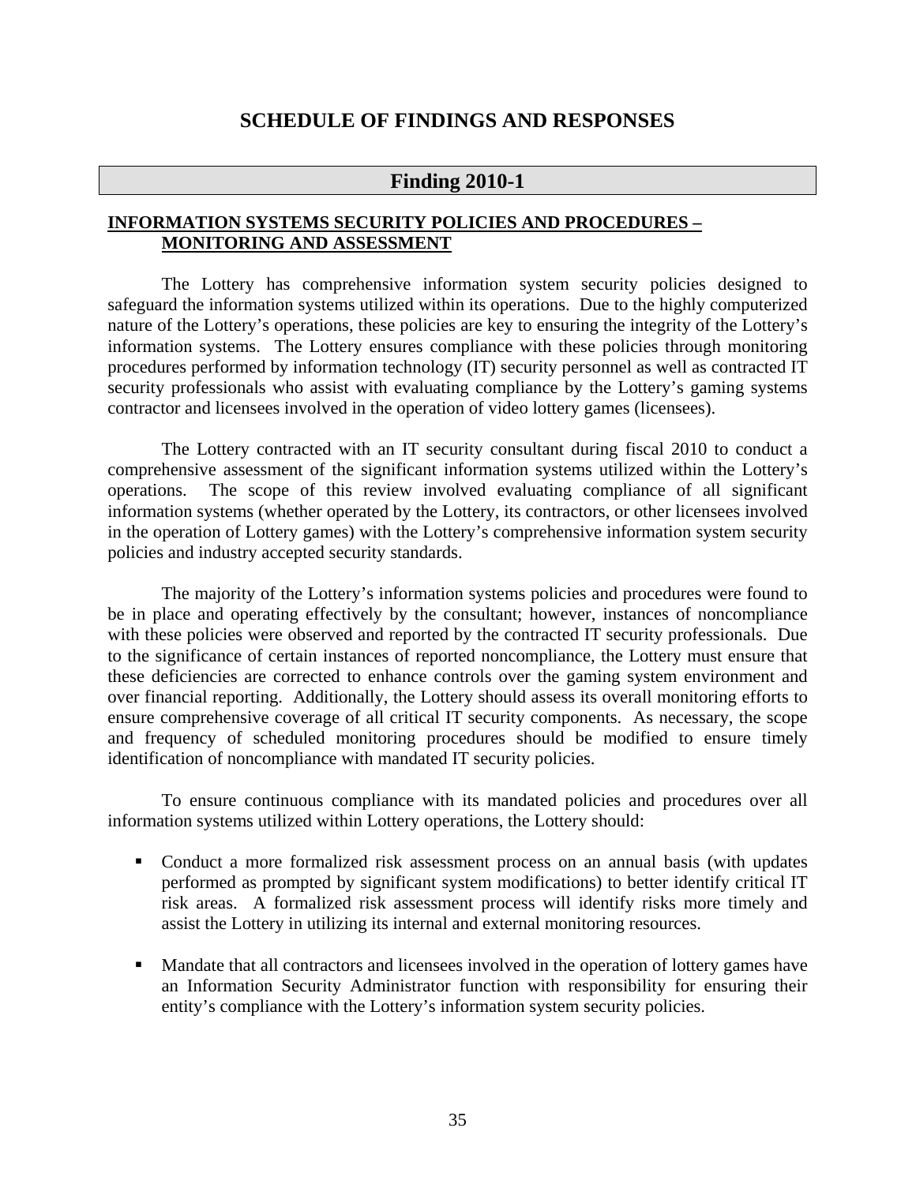# SCHEDULE OF FINDINGS AND RESPONSES

## Finding 2010-1

**INFORMATION SYSTEMS SECURITY POLICIES AND PROCEDURES – MONITORING AND ASSESSMENT**

The Lottery has comprehensive information system security policies designed to safeguard the information systems utilized within its operations. Due to the highly computerized nature of the Lottery's operations, these policies are key to ensuring the integrity of the Lottery's information systems. The Lottery ensures compliance with these policies through monitoring procedures performed by information technology (IT) security personnel as well as contracted IT security professionals who assist with evaluating compliance by the Lottery's gaming systems contractor and licensees involved in the operation of video lottery games (licensees).

The Lottery contracted with an IT security consultant during fiscal 2010 to conduct a comprehensive assessment of the significant information systems utilized within the Lottery's operations. The scope of this review involved evaluating compliance of all significant information systems (whether operated by the Lottery, its contractors, or other licensees involved in the operation of Lottery games) with the Lottery's comprehensive information system security policies and industry accepted security standards.

The majority of the Lottery's information systems policies and procedures were found to be in place and operating effectively by the consultant; however, instances of noncompliance with these policies were observed and reported by the contracted IT security professionals. Due to the significance of certain instances of reported noncompliance, the Lottery must ensure that these deficiencies are corrected to enhance controls over the gaming system environment and over financial reporting. Additionally, the Lottery should assess its overall monitoring efforts to ensure comprehensive coverage of all critical IT security components. As necessary, the scope and frequency of scheduled monitoring procedures should be modified to ensure timely identification of noncompliance with mandated IT security policies.

To ensure continuous compliance with its mandated policies and procedures over all information systems utilized within Lottery operations, the Lottery should:

- Conduct a more formalized risk assessment process on an annual basis (with updates performed as prompted by significant system modifications) to better identify critical IT risk areas. A formalized risk assessment process will identify risks more timely and assist the Lottery in utilizing its internal and external monitoring resources.

- Mandate that all contractors and licensees involved in the operation of lottery games have an Information Security Administrator function with responsibility for ensuring their entity's compliance with the Lottery's information system security policies.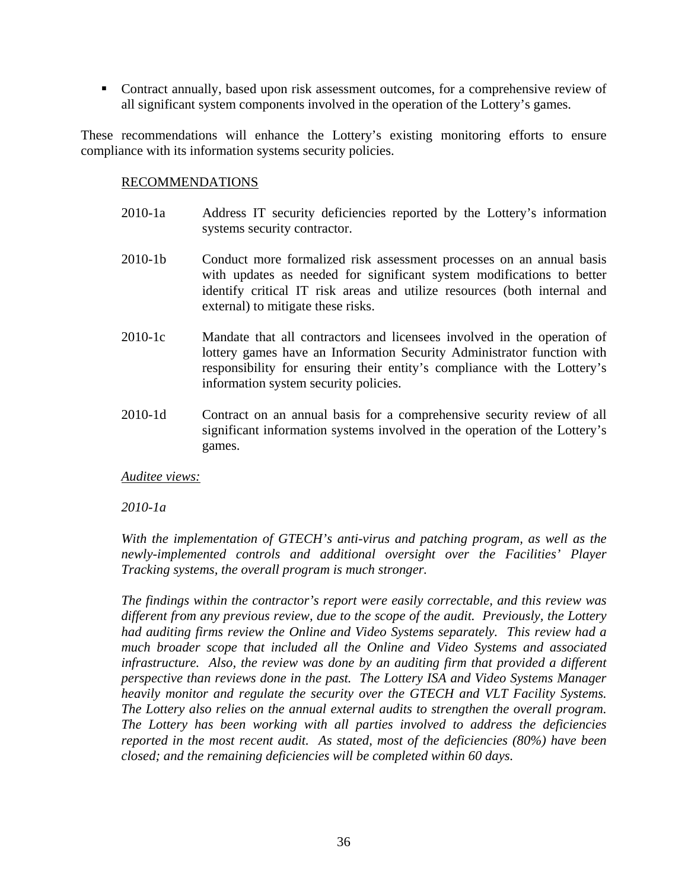- Contract annually, based upon risk assessment outcomes, for a comprehensive review of all significant system components involved in the operation of the Lottery's games.

These recommendations will enhance the Lottery's existing monitoring efforts to ensure compliance with its information systems security policies.

RECOMMENDATIONS

2010-1a Address IT security deficiencies reported by the Lottery's information systems security contractor.

2010-1b Conduct more formalized risk assessment processes on an annual basis with updates as needed for significant system modifications to better identify critical IT risk areas and utilize resources (both internal and external) to mitigate these risks.

2010-1c Mandate that all contractors and licensees involved in the operation of lottery games have an Information Security Administrator function with responsibility for ensuring their entity's compliance with the Lottery's information system security policies.

2010-1d Contract on an annual basis for a comprehensive security review of all significant information systems involved in the operation of the Lottery's games.

*Auditee views:*

*2010-1a*

*With the implementation of GTECH's anti-virus and patching program, as well as the newly-implemented controls and additional oversight over the Facilities' Player Tracking systems, the overall program is much stronger.*

*The findings within the contractor's report were easily correctable, and this review was different from any previous review, due to the scope of the audit. Previously, the Lottery had auditing firms review the Online and Video Systems separately. This review had a much broader scope that included all the Online and Video Systems and associated infrastructure. Also, the review was done by an auditing firm that provided a different perspective than reviews done in the past. The Lottery ISA and Video Systems Manager heavily monitor and regulate the security over the GTECH and VLT Facility Systems. The Lottery also relies on the annual external audits to strengthen the overall program. The Lottery has been working with all parties involved to address the deficiencies reported in the most recent audit. As stated, most of the deficiencies (80%) have been closed; and the remaining deficiencies will be completed within 60 days.*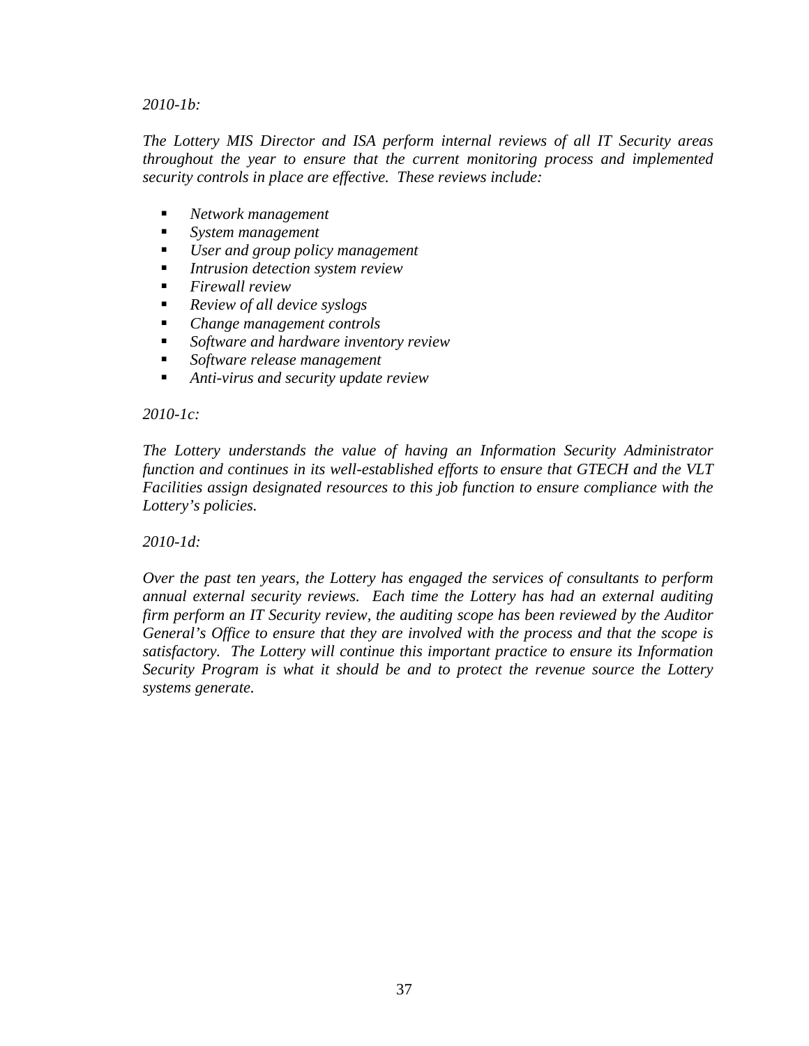*2010-1b:*

*The Lottery MIS Director and ISA perform internal reviews of all IT Security areas throughout the year to ensure that the current monitoring process and implemented security controls in place are effective. These reviews include:*

- *Network management*
- *System management*
- *User and group policy management*
- *Intrusion detection system review*
- *Firewall review*
- *Review of all device syslogs*
- *Change management controls*
- *Software and hardware inventory review*
- *Software release management*
- *Anti-virus and security update review*

*2010-1c:*

*The Lottery understands the value of having an Information Security Administrator function and continues in its well-established efforts to ensure that GTECH and the VLT Facilities assign designated resources to this job function to ensure compliance with the Lottery's policies.*

*2010-1d:*

*Over the past ten years, the Lottery has engaged the services of consultants to perform annual external security reviews. Each time the Lottery has had an external auditing firm perform an IT Security review, the auditing scope has been reviewed by the Auditor General's Office to ensure that they are involved with the process and that the scope is satisfactory. The Lottery will continue this important practice to ensure its Information Security Program is what it should be and to protect the revenue source the Lottery systems generate.*